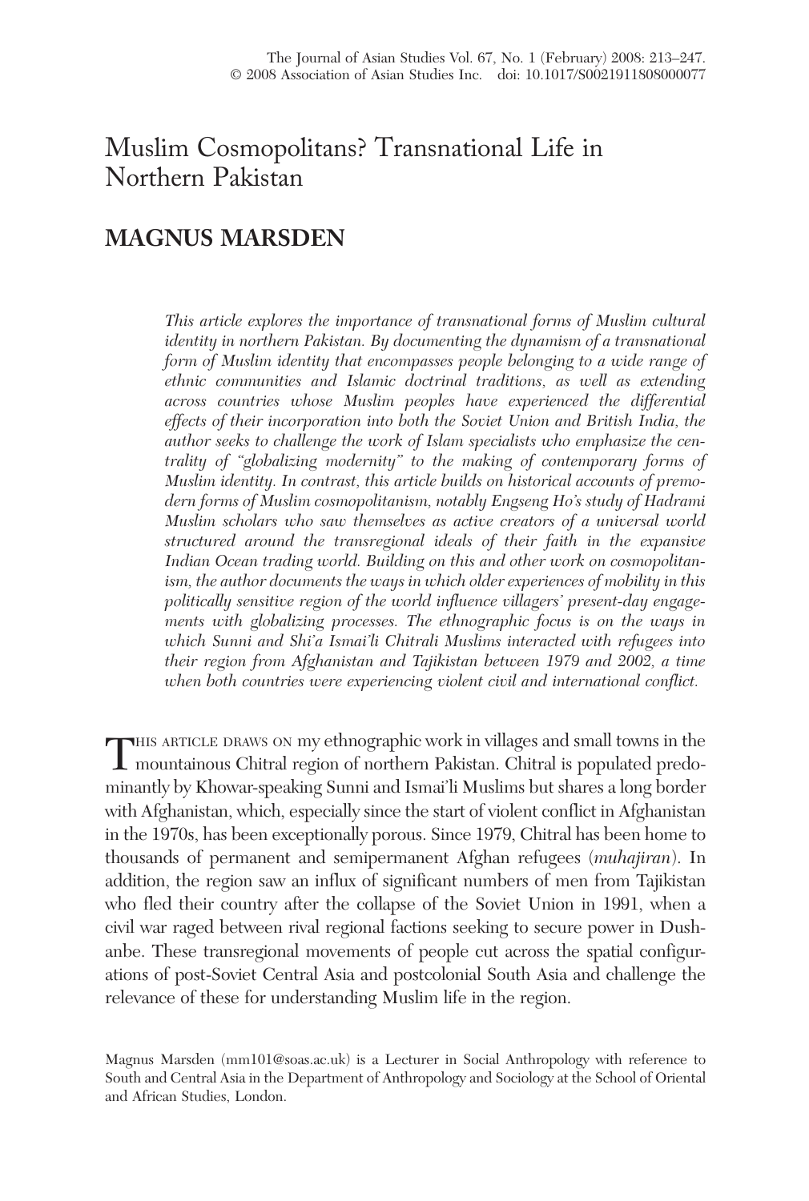# Muslim Cosmopolitans? Transnational Life in Northern Pakistan

## MAGNUS MARSDEN

*This article explores the importance of transnational forms of Muslim cultural identity in northern Pakistan. By documenting the dynamism of a transnational form of Muslim identity that encompasses people belonging to a wide range of ethnic communities and Islamic doctrinal traditions, as well as extending across countries whose Muslim peoples have experienced the differential effects of their incorporation into both the Soviet Union and British India, the author seeks to challenge the work of Islam specialists who emphasize the centrality of "globalizing modernity" to the making of contemporary forms of Muslim identity. In contrast, this article builds on historical accounts of premodern forms of Muslim cosmopolitanism, notably Engseng Ho's study of Hadrami Muslim scholars who saw themselves as active creators of a universal world structured around the transregional ideals of their faith in the expansive Indian Ocean trading world. Building on this and other work on cosmopolitanism, the author documents the ways in which older experiences of mobility in this politically sensitive region of the world influence villagers' present-day engagements with globalizing processes. The ethnographic focus is on the ways in which Sunni and Shi'a Ismai'li Chitrali Muslims interacted with refugees into their region from Afghanistan and Tajikistan between 1979 and 2002, a time when both countries were experiencing violent civil and international conflict.*

This article draws on my ethnographic work in villages and small towns in the mountainous Chitral region of northern Pakistan. Chitral is populated predominantly by Khowar-speaking Sunni and Ismai'li Muslims but shares a long border with Afghanistan, which, especially since the start of violent conflict in Afghanistan in the 1970s, has been exceptionally porous. Since 1979, Chitral has been home to thousands of permanent and semipermanent Afghan refugees (*muhajiran*). In addition, the region saw an influx of significant numbers of men from Tajikistan who fled their country after the collapse of the Soviet Union in 1991, when a civil war raged between rival regional factions seeking to secure power in Dushanbe. These transregional movements of people cut across the spatial configurations of post-Soviet Central Asia and postcolonial South Asia and challenge the relevance of these for understanding Muslim life in the region.

Magnus Marsden (mm101@soas.ac.uk) is a Lecturer in Social Anthropology with reference to South and Central Asia in the Department of Anthropology and Sociology at the School of Oriental and African Studies, London.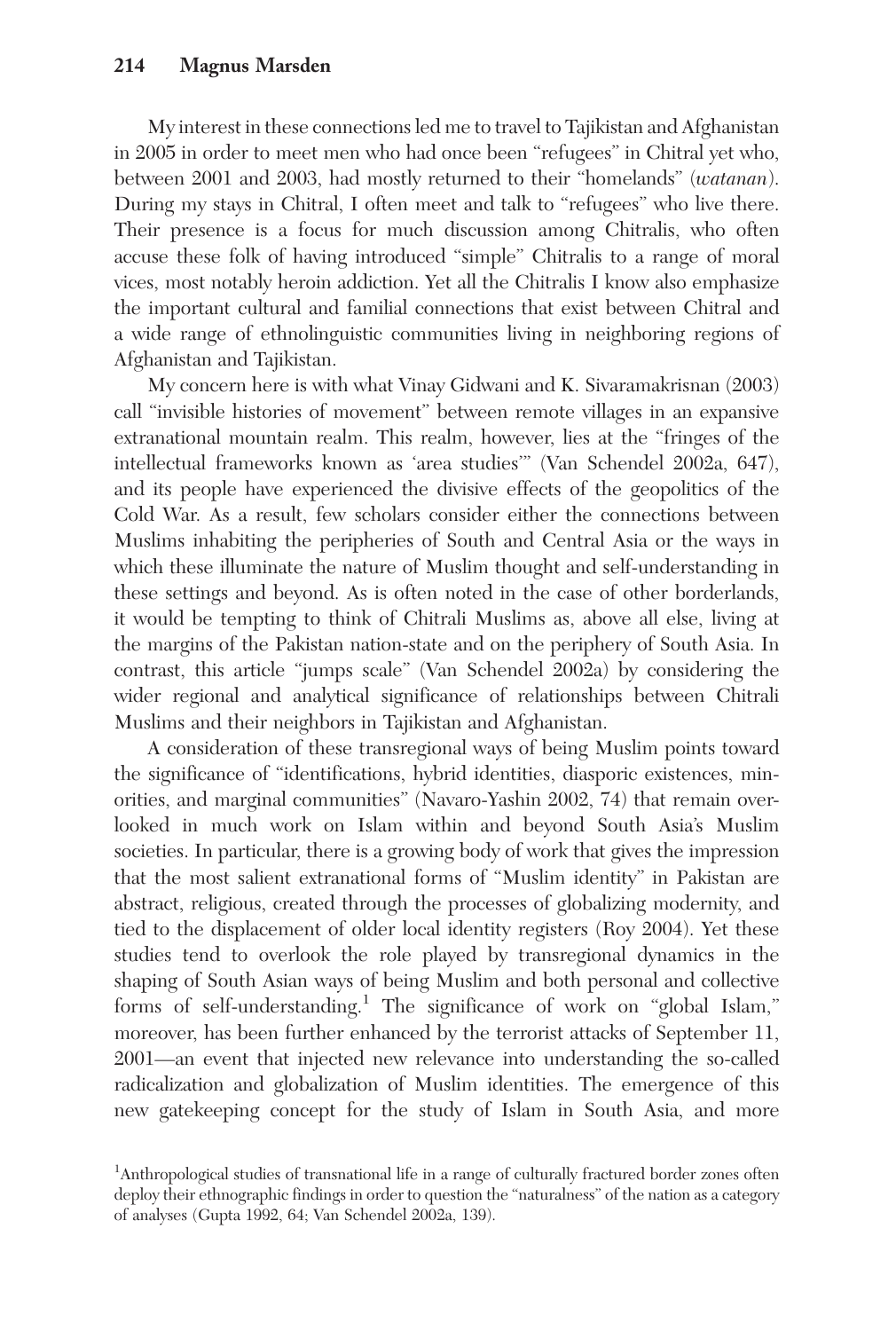My interest in these connections led me to travel to Tajikistan and Afghanistan in 2005 in order to meet men who had once been "refugees" in Chitral yet who, between 2001 and 2003, had mostly returned to their "homelands" (*watanan*). During my stays in Chitral, I often meet and talk to "refugees" who live there. Their presence is a focus for much discussion among Chitralis, who often accuse these folk of having introduced "simple" Chitralis to a range of moral vices, most notably heroin addiction. Yet all the Chitralis I know also emphasize the important cultural and familial connections that exist between Chitral and a wide range of ethnolinguistic communities living in neighboring regions of Afghanistan and Tajikistan.

My concern here is with what Vinay Gidwani and K. Sivaramakrisnan (2003) call "invisible histories of movement" between remote villages in an expansive extranational mountain realm. This realm, however, lies at the "fringes of the intellectual frameworks known as 'area studies'" (Van Schendel 2002a, 647), and its people have experienced the divisive effects of the geopolitics of the Cold War. As a result, few scholars consider either the connections between Muslims inhabiting the peripheries of South and Central Asia or the ways in which these illuminate the nature of Muslim thought and self-understanding in these settings and beyond. As is often noted in the case of other borderlands, it would be tempting to think of Chitrali Muslims as, above all else, living at the margins of the Pakistan nation-state and on the periphery of South Asia. In contrast, this article "jumps scale" (Van Schendel 2002a) by considering the wider regional and analytical significance of relationships between Chitrali Muslims and their neighbors in Tajikistan and Afghanistan.

A consideration of these transregional ways of being Muslim points toward the significance of "identifications, hybrid identities, diasporic existences, minorities, and marginal communities" (Navaro-Yashin 2002, 74) that remain overlooked in much work on Islam within and beyond South Asia's Muslim societies. In particular, there is a growing body of work that gives the impression that the most salient extranational forms of "Muslim identity" in Pakistan are abstract, religious, created through the processes of globalizing modernity, and tied to the displacement of older local identity registers (Roy 2004). Yet these studies tend to overlook the role played by transregional dynamics in the shaping of South Asian ways of being Muslim and both personal and collective forms of self-understanding.[1] The significance of work on "global Islam," moreover, has been further enhanced by the terrorist attacks of September 11, 2001—an event that injected new relevance into understanding the so-called radicalization and globalization of Muslim identities. The emergence of this new gatekeeping concept for the study of Islam in South Asia, and more

[1]Anthropological studies of transnational life in a range of culturally fractured border zones often deploy their ethnographic findings in order to question the "naturalness" of the nation as a category of analyses (Gupta 1992, 64; Van Schendel 2002a, 139).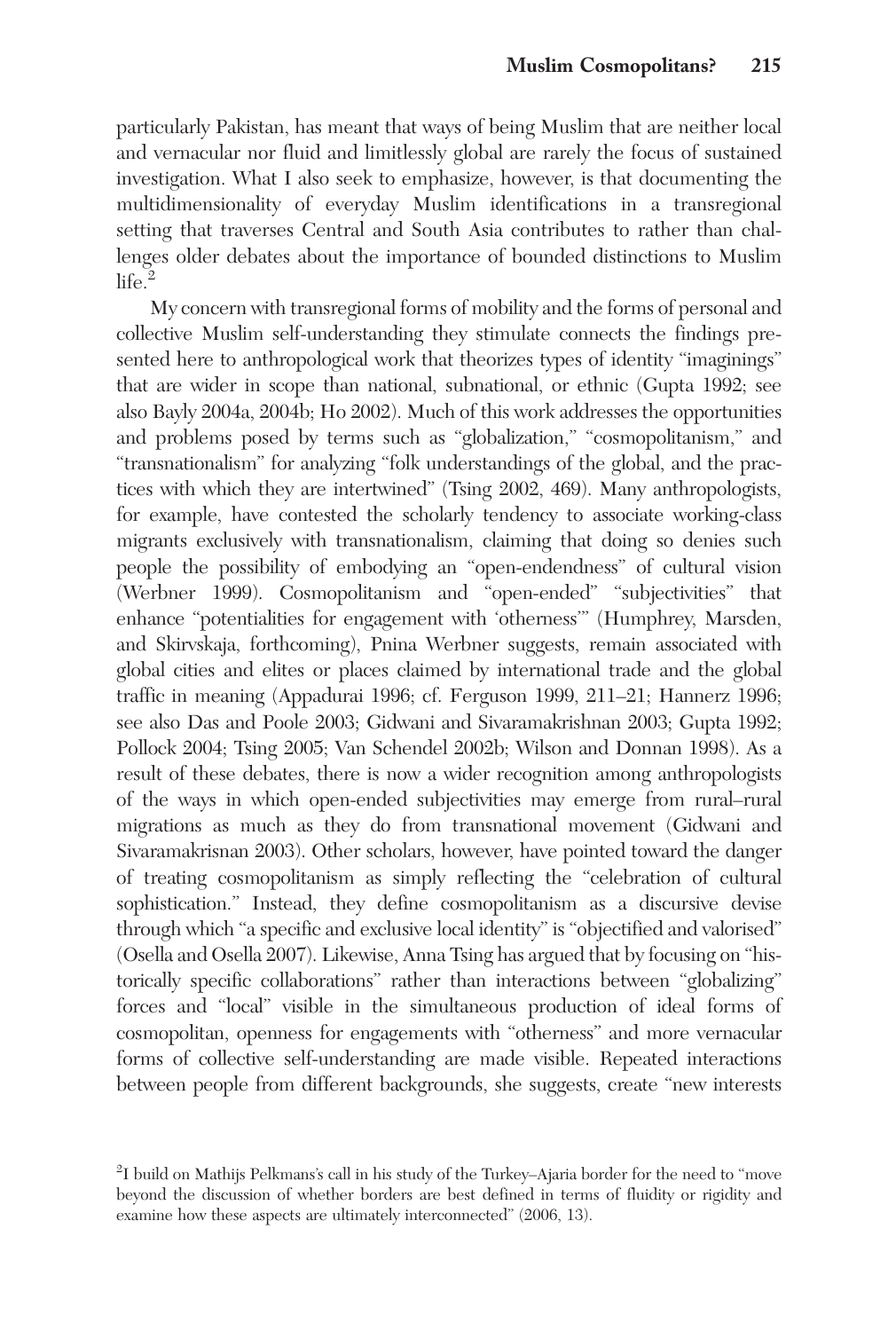particularly Pakistan, has meant that ways of being Muslim that are neither local and vernacular nor fluid and limitlessly global are rarely the focus of sustained investigation. What I also seek to emphasize, however, is that documenting the multidimensionality of everyday Muslim identifications in a transregional setting that traverses Central and South Asia contributes to rather than challenges older debates about the importance of bounded distinctions to Muslim life.[2]

My concern with transregional forms of mobility and the forms of personal and collective Muslim self-understanding they stimulate connects the findings presented here to anthropological work that theorizes types of identity "imaginings" that are wider in scope than national, subnational, or ethnic (Gupta 1992; see also Bayly 2004a, 2004b; Ho 2002). Much of this work addresses the opportunities and problems posed by terms such as "globalization," "cosmopolitanism," and "transnationalism" for analyzing "folk understandings of the global, and the practices with which they are intertwined" (Tsing 2002, 469). Many anthropologists, for example, have contested the scholarly tendency to associate working-class migrants exclusively with transnationalism, claiming that doing so denies such people the possibility of embodying an "open-endendness" of cultural vision (Werbner 1999). Cosmopolitanism and "open-ended" "subjectivities" that enhance "potentialities for engagement with 'otherness'" (Humphrey, Marsden, and Skirvskaja, forthcoming), Pnina Werbner suggests, remain associated with global cities and elites or places claimed by international trade and the global traffic in meaning (Appadurai 1996; cf. Ferguson 1999, 211–21; Hannerz 1996; see also Das and Poole 2003; Gidwani and Sivaramakrishnan 2003; Gupta 1992; Pollock 2004; Tsing 2005; Van Schendel 2002b; Wilson and Donnan 1998). As a result of these debates, there is now a wider recognition among anthropologists of the ways in which open-ended subjectivities may emerge from rural–rural migrations as much as they do from transnational movement (Gidwani and Sivaramakrisnan 2003). Other scholars, however, have pointed toward the danger of treating cosmopolitanism as simply reflecting the "celebration of cultural sophistication." Instead, they define cosmopolitanism as a discursive devise through which "a specific and exclusive local identity" is "objectified and valorised" (Osella and Osella 2007). Likewise, Anna Tsing has argued that by focusing on "historically specific collaborations" rather than interactions between "globalizing" forces and "local" visible in the simultaneous production of ideal forms of cosmopolitan, openness for engagements with "otherness" and more vernacular forms of collective self-understanding are made visible. Repeated interactions between people from different backgrounds, she suggests, create "new interests

[2] I build on Mathijs Pelkmans's call in his study of the Turkey–Ajaria border for the need to "move beyond the discussion of whether borders are best defined in terms of fluidity or rigidity and examine how these aspects are ultimately interconnected" (2006, 13).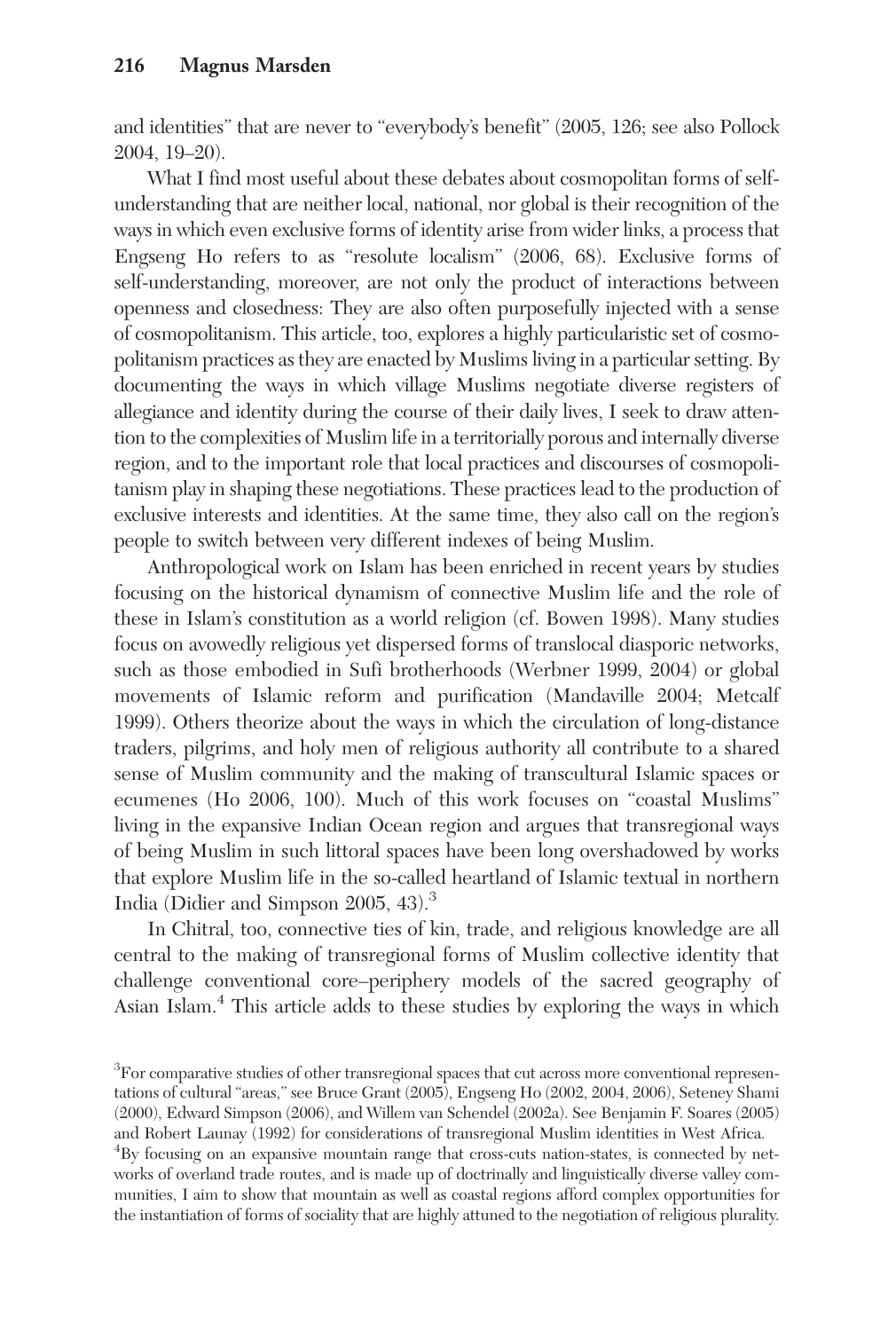and identities" that are never to "everybody's benefit" (2005, 126; see also Pollock 2004, 19–20).

What I find most useful about these debates about cosmopolitan forms of self-understanding that are neither local, national, nor global is their recognition of the ways in which even exclusive forms of identity arise from wider links, a process that Engseng Ho refers to as "resolute localism" (2006, 68). Exclusive forms of self-understanding, moreover, are not only the product of interactions between openness and closedness: They are also often purposefully injected with a sense of cosmopolitanism. This article, too, explores a highly particularistic set of cosmopolitanism practices as they are enacted by Muslims living in a particular setting. By documenting the ways in which village Muslims negotiate diverse registers of allegiance and identity during the course of their daily lives, I seek to draw attention to the complexities of Muslim life in a territorially porous and internally diverse region, and to the important role that local practices and discourses of cosmopolitanism play in shaping these negotiations. These practices lead to the production of exclusive interests and identities. At the same time, they also call on the region's people to switch between very different indexes of being Muslim.

Anthropological work on Islam has been enriched in recent years by studies focusing on the historical dynamism of connective Muslim life and the role of these in Islam's constitution as a world religion (cf. Bowen 1998). Many studies focus on avowedly religious yet dispersed forms of translocal diasporic networks, such as those embodied in Sufi brotherhoods (Werbner 1999, 2004) or global movements of Islamic reform and purification (Mandaville 2004; Metcalf 1999). Others theorize about the ways in which the circulation of long-distance traders, pilgrims, and holy men of religious authority all contribute to a shared sense of Muslim community and the making of transcultural Islamic spaces or ecumenes (Ho 2006, 100). Much of this work focuses on "coastal Muslims" living in the expansive Indian Ocean region and argues that transregional ways of being Muslim in such littoral spaces have been long overshadowed by works that explore Muslim life in the so-called heartland of Islamic textual in northern India (Didier and Simpson 2005, 43).[3]

In Chitral, too, connective ties of kin, trade, and religious knowledge are all central to the making of transregional forms of Muslim collective identity that challenge conventional core–periphery models of the sacred geography of Asian Islam.[4] This article adds to these studies by exploring the ways in which

---

[3]For comparative studies of other transregional spaces that cut across more conventional representations of cultural "areas," see Bruce Grant (2005), Engseng Ho (2002, 2004, 2006), Seteney Shami (2000), Edward Simpson (2006), and Willem van Schendel (2002a). See Benjamin F. Soares (2005) and Robert Launay (1992) for considerations of transregional Muslim identities in West Africa.

[4]By focusing on an expansive mountain range that cross-cuts nation-states, is connected by networks of overland trade routes, and is made up of doctrinally and linguistically diverse valley communities, I aim to show that mountain as well as coastal regions afford complex opportunities for the instantiation of forms of sociality that are highly attuned to the negotiation of religious plurality.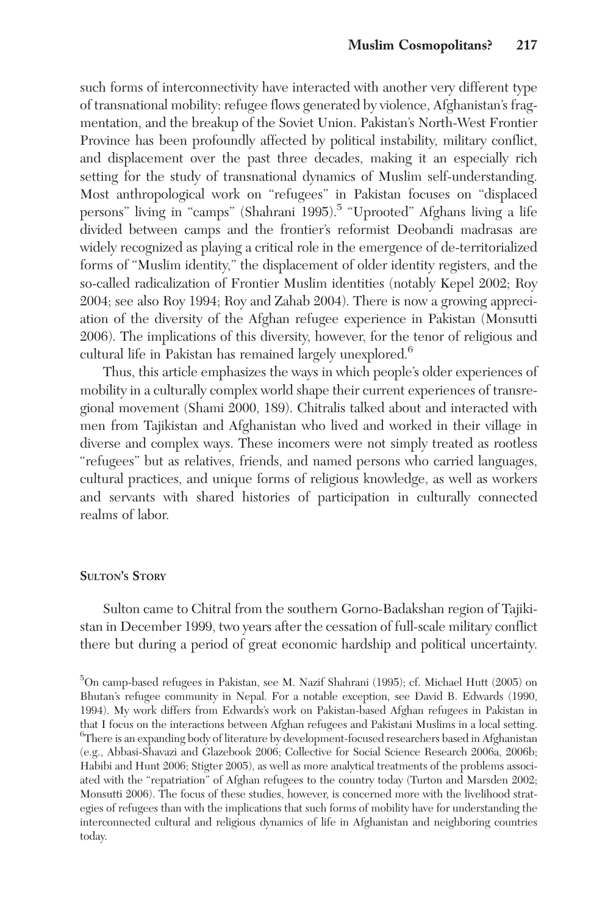such forms of interconnectivity have interacted with another very different type of transnational mobility: refugee flows generated by violence, Afghanistan's fragmentation, and the breakup of the Soviet Union. Pakistan's North-West Frontier Province has been profoundly affected by political instability, military conflict, and displacement over the past three decades, making it an especially rich setting for the study of transnational dynamics of Muslim self-understanding. Most anthropological work on "refugees" in Pakistan focuses on "displaced persons" living in "camps" (Shahrani 1995).[5] "Uprooted" Afghans living a life divided between camps and the frontier's reformist Deobandi madrasas are widely recognized as playing a critical role in the emergence of de-territorialized forms of "Muslim identity," the displacement of older identity registers, and the so-called radicalization of Frontier Muslim identities (notably Kepel 2002; Roy 2004; see also Roy 1994; Roy and Zahab 2004). There is now a growing appreciation of the diversity of the Afghan refugee experience in Pakistan (Monsutti 2006). The implications of this diversity, however, for the tenor of religious and cultural life in Pakistan has remained largely unexplored.[6]

Thus, this article emphasizes the ways in which people's older experiences of mobility in a culturally complex world shape their current experiences of transregional movement (Shami 2000, 189). Chitralis talked about and interacted with men from Tajikistan and Afghanistan who lived and worked in their village in diverse and complex ways. These incomers were not simply treated as rootless "refugees" but as relatives, friends, and named persons who carried languages, cultural practices, and unique forms of religious knowledge, as well as workers and servants with shared histories of participation in culturally connected realms of labor.

## Sulton's Story

Sulton came to Chitral from the southern Gorno-Badakshan region of Tajikistan in December 1999, two years after the cessation of full-scale military conflict there but during a period of great economic hardship and political uncertainty.

[5]On camp-based refugees in Pakistan, see M. Nazif Shahrani (1995); cf. Michael Hutt (2005) on Bhutan's refugee community in Nepal. For a notable exception, see David B. Edwards (1990, 1994). My work differs from Edwards's work on Pakistan-based Afghan refugees in Pakistan in that I focus on the interactions between Afghan refugees and Pakistani Muslims in a local setting.

[6]There is an expanding body of literature by development-focused researchers based in Afghanistan (e.g., Abbasi-Shavazi and Glazebook 2006; Collective for Social Science Research 2006a, 2006b; Habibi and Hunt 2006; Stigter 2005), as well as more analytical treatments of the problems associated with the "repatriation" of Afghan refugees to the country today (Turton and Marsden 2002; Monsutti 2006). The focus of these studies, however, is concerned more with the livelihood strategies of refugees than with the implications that such forms of mobility have for understanding the interconnected cultural and religious dynamics of life in Afghanistan and neighboring countries today.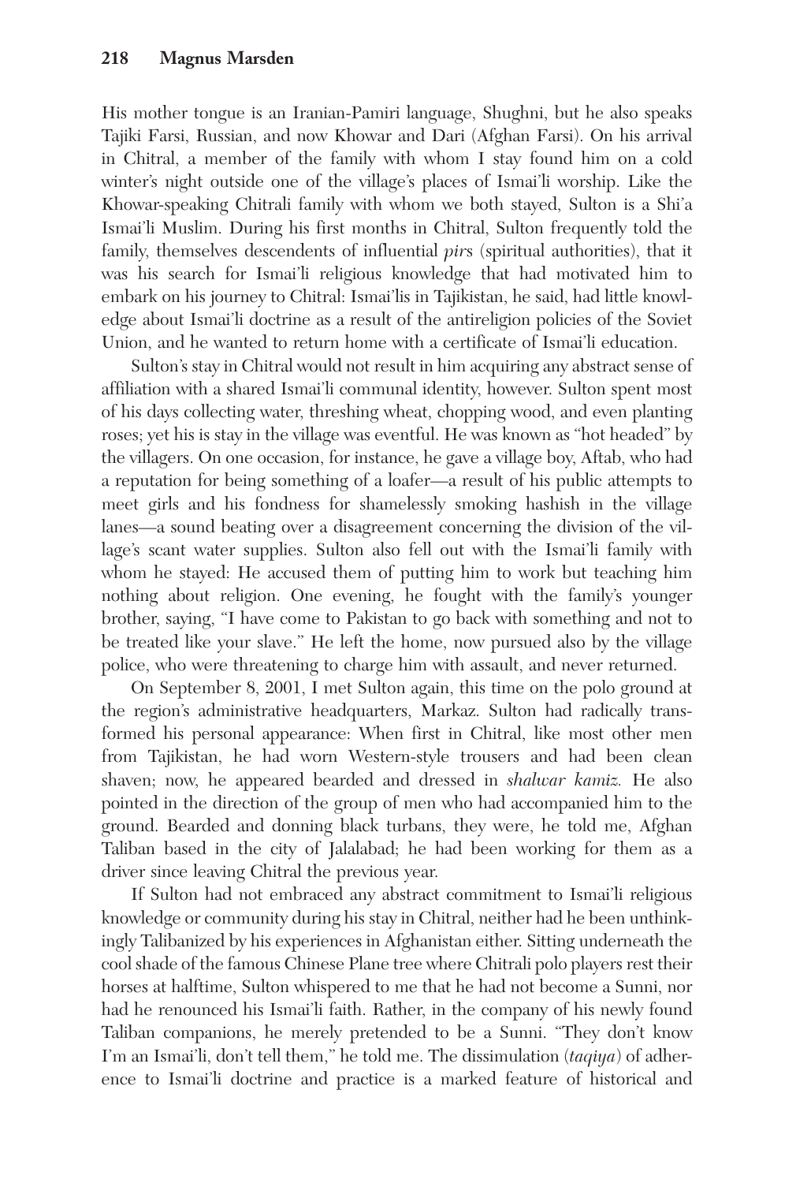His mother tongue is an Iranian-Pamiri language, Shughni, but he also speaks Tajiki Farsi, Russian, and now Khowar and Dari (Afghan Farsi). On his arrival in Chitral, a member of the family with whom I stay found him on a cold winter's night outside one of the village's places of Ismai'li worship. Like the Khowar-speaking Chitrali family with whom we both stayed, Sulton is a Shi'a Ismai'li Muslim. During his first months in Chitral, Sulton frequently told the family, themselves descendents of influential *pir*s (spiritual authorities), that it was his search for Ismai'li religious knowledge that had motivated him to embark on his journey to Chitral: Ismai'lis in Tajikistan, he said, had little knowledge about Ismai'li doctrine as a result of the antireligion policies of the Soviet Union, and he wanted to return home with a certificate of Ismai'li education.

Sulton's stay in Chitral would not result in him acquiring any abstract sense of affiliation with a shared Ismai'li communal identity, however. Sulton spent most of his days collecting water, threshing wheat, chopping wood, and even planting roses; yet his is stay in the village was eventful. He was known as "hot headed" by the villagers. On one occasion, for instance, he gave a village boy, Aftab, who had a reputation for being something of a loafer—a result of his public attempts to meet girls and his fondness for shamelessly smoking hashish in the village lanes—a sound beating over a disagreement concerning the division of the village's scant water supplies. Sulton also fell out with the Ismai'li family with whom he stayed: He accused them of putting him to work but teaching him nothing about religion. One evening, he fought with the family's younger brother, saying, "I have come to Pakistan to go back with something and not to be treated like your slave." He left the home, now pursued also by the village police, who were threatening to charge him with assault, and never returned.

On September 8, 2001, I met Sulton again, this time on the polo ground at the region's administrative headquarters, Markaz. Sulton had radically transformed his personal appearance: When first in Chitral, like most other men from Tajikistan, he had worn Western-style trousers and had been clean shaven; now, he appeared bearded and dressed in *shalwar kamiz.* He also pointed in the direction of the group of men who had accompanied him to the ground. Bearded and donning black turbans, they were, he told me, Afghan Taliban based in the city of Jalalabad; he had been working for them as a driver since leaving Chitral the previous year.

If Sulton had not embraced any abstract commitment to Ismai'li religious knowledge or community during his stay in Chitral, neither had he been unthinkingly Talibanized by his experiences in Afghanistan either. Sitting underneath the cool shade of the famous Chinese Plane tree where Chitrali polo players rest their horses at halftime, Sulton whispered to me that he had not become a Sunni, nor had he renounced his Ismai'li faith. Rather, in the company of his newly found Taliban companions, he merely pretended to be a Sunni. "They don't know I'm an Ismai'li, don't tell them," he told me. The dissimulation (*taqiya*) of adherence to Ismai'li doctrine and practice is a marked feature of historical and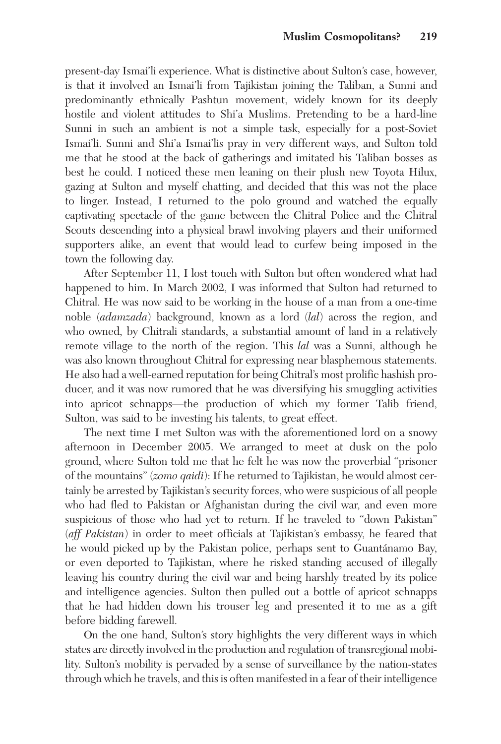present-day Ismai'li experience. What is distinctive about Sulton's case, however, is that it involved an Ismai'li from Tajikistan joining the Taliban, a Sunni and predominantly ethnically Pashtun movement, widely known for its deeply hostile and violent attitudes to Shi'a Muslims. Pretending to be a hard-line Sunni in such an ambient is not a simple task, especially for a post-Soviet Ismai'li. Sunni and Shi'a Ismai'lis pray in very different ways, and Sulton told me that he stood at the back of gatherings and imitated his Taliban bosses as best he could. I noticed these men leaning on their plush new Toyota Hilux, gazing at Sulton and myself chatting, and decided that this was not the place to linger. Instead, I returned to the polo ground and watched the equally captivating spectacle of the game between the Chitral Police and the Chitral Scouts descending into a physical brawl involving players and their uniformed supporters alike, an event that would lead to curfew being imposed in the town the following day.

After September 11, I lost touch with Sulton but often wondered what had happened to him. In March 2002, I was informed that Sulton had returned to Chitral. He was now said to be working in the house of a man from a one-time noble (*adamzada*) background, known as a lord (*lal*) across the region, and who owned, by Chitrali standards, a substantial amount of land in a relatively remote village to the north of the region. This *lal* was a Sunni, although he was also known throughout Chitral for expressing near blasphemous statements. He also had a well-earned reputation for being Chitral's most prolific hashish producer, and it was now rumored that he was diversifying his smuggling activities into apricot schnapps—the production of which my former Talib friend, Sulton, was said to be investing his talents, to great effect.

The next time I met Sulton was with the aforementioned lord on a snowy afternoon in December 2005. We arranged to meet at dusk on the polo ground, where Sulton told me that he felt he was now the proverbial "prisoner of the mountains" (*zomo qaidi*): If he returned to Tajikistan, he would almost certainly be arrested by Tajikistan's security forces, who were suspicious of all people who had fled to Pakistan or Afghanistan during the civil war, and even more suspicious of those who had yet to return. If he traveled to "down Pakistan" (*aff Pakistan*) in order to meet officials at Tajikistan's embassy, he feared that he would picked up by the Pakistan police, perhaps sent to Guantánamo Bay, or even deported to Tajikistan, where he risked standing accused of illegally leaving his country during the civil war and being harshly treated by its police and intelligence agencies. Sulton then pulled out a bottle of apricot schnapps that he had hidden down his trouser leg and presented it to me as a gift before bidding farewell.

On the one hand, Sulton's story highlights the very different ways in which states are directly involved in the production and regulation of transregional mobility. Sulton's mobility is pervaded by a sense of surveillance by the nation-states through which he travels, and this is often manifested in a fear of their intelligence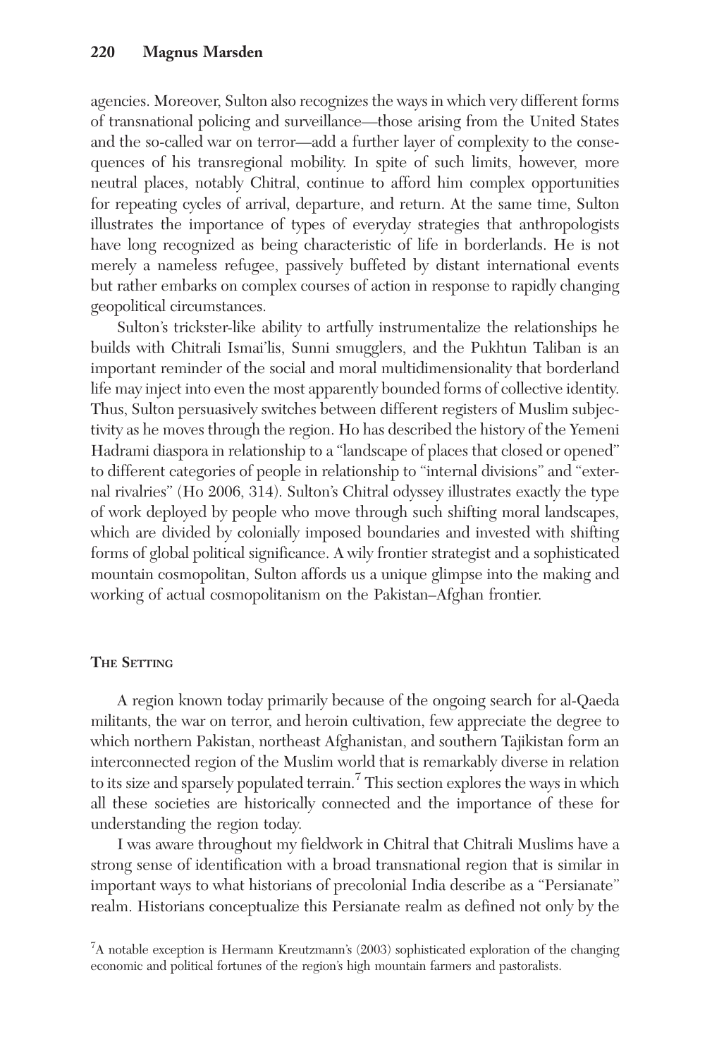agencies. Moreover, Sulton also recognizes the ways in which very different forms of transnational policing and surveillance—those arising from the United States and the so-called war on terror—add a further layer of complexity to the consequences of his transregional mobility. In spite of such limits, however, more neutral places, notably Chitral, continue to afford him complex opportunities for repeating cycles of arrival, departure, and return. At the same time, Sulton illustrates the importance of types of everyday strategies that anthropologists have long recognized as being characteristic of life in borderlands. He is not merely a nameless refugee, passively buffeted by distant international events but rather embarks on complex courses of action in response to rapidly changing geopolitical circumstances.

Sulton's trickster-like ability to artfully instrumentalize the relationships he builds with Chitrali Isma'ilis, Sunni smugglers, and the Pukhtun Taliban is an important reminder of the social and moral multidimensionality that borderland life may inject into even the most apparently bounded forms of collective identity. Thus, Sulton persuasively switches between different registers of Muslim subjectivity as he moves through the region. Ho has described the history of the Yemeni Hadrami diaspora in relationship to a "landscape of places that closed or opened" to different categories of people in relationship to "internal divisions" and "external rivalries" (Ho 2006, 314). Sulton's Chitral odyssey illustrates exactly the type of work deployed by people who move through such shifting moral landscapes, which are divided by colonially imposed boundaries and invested with shifting forms of global political significance. A wily frontier strategist and a sophisticated mountain cosmopolitan, Sulton affords us a unique glimpse into the making and working of actual cosmopolitanism on the Pakistan–Afghan frontier.

## The Setting

A region known today primarily because of the ongoing search for al-Qaeda militants, the war on terror, and heroin cultivation, few appreciate the degree to which northern Pakistan, northeast Afghanistan, and southern Tajikistan form an interconnected region of the Muslim world that is remarkably diverse in relation to its size and sparsely populated terrain.[7] This section explores the ways in which all these societies are historically connected and the importance of these for understanding the region today.

I was aware throughout my fieldwork in Chitral that Chitrali Muslims have a strong sense of identification with a broad transnational region that is similar in important ways to what historians of precolonial India describe as a "Persianate" realm. Historians conceptualize this Persianate realm as defined not only by the

[7]A notable exception is Hermann Kreutzmann's (2003) sophisticated exploration of the changing economic and political fortunes of the region's high mountain farmers and pastoralists.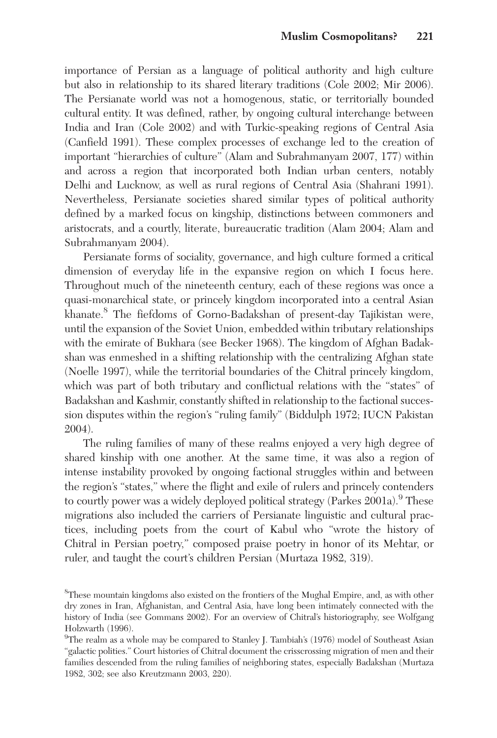importance of Persian as a language of political authority and high culture but also in relationship to its shared literary traditions (Cole 2002; Mir 2006). The Persianate world was not a homogenous, static, or territorially bounded cultural entity. It was defined, rather, by ongoing cultural interchange between India and Iran (Cole 2002) and with Turkic-speaking regions of Central Asia (Canfield 1991). These complex processes of exchange led to the creation of important "hierarchies of culture" (Alam and Subrahmanyam 2007, 177) within and across a region that incorporated both Indian urban centers, notably Delhi and Lucknow, as well as rural regions of Central Asia (Shahrani 1991). Nevertheless, Persianate societies shared similar types of political authority defined by a marked focus on kingship, distinctions between commoners and aristocrats, and a courtly, literate, bureaucratic tradition (Alam 2004; Alam and Subrahmanyam 2004).

Persianate forms of sociality, governance, and high culture formed a critical dimension of everyday life in the expansive region on which I focus here. Throughout much of the nineteenth century, each of these regions was once a quasi-monarchical state, or princely kingdom incorporated into a central Asian khanate.[8] The fiefdoms of Gorno-Badakshan of present-day Tajikistan were, until the expansion of the Soviet Union, embedded within tributary relationships with the emirate of Bukhara (see Becker 1968). The kingdom of Afghan Badakshan was enmeshed in a shifting relationship with the centralizing Afghan state (Noelle 1997), while the territorial boundaries of the Chitral princely kingdom, which was part of both tributary and conflictual relations with the "states" of Badakshan and Kashmir, constantly shifted in relationship to the factional succession disputes within the region's "ruling family" (Biddulph 1972; IUCN Pakistan 2004).

The ruling families of many of these realms enjoyed a very high degree of shared kinship with one another. At the same time, it was also a region of intense instability provoked by ongoing factional struggles within and between the region's "states," where the flight and exile of rulers and princely contenders to courtly power was a widely deployed political strategy (Parkes 2001a).[9] These migrations also included the carriers of Persianate linguistic and cultural practices, including poets from the court of Kabul who "wrote the history of Chitral in Persian poetry," composed praise poetry in honor of its Mehtar, or ruler, and taught the court's children Persian (Murtaza 1982, 319).

[8]These mountain kingdoms also existed on the frontiers of the Mughal Empire, and, as with other dry zones in Iran, Afghanistan, and Central Asia, have long been intimately connected with the history of India (see Gommans 2002). For an overview of Chitral's historiography, see Wolfgang Holzwarth (1996).

[9]The realm as a whole may be compared to Stanley J. Tambiah's (1976) model of Southeast Asian "galactic polities." Court histories of Chitral document the crisscrossing migration of men and their families descended from the ruling families of neighboring states, especially Badakshan (Murtaza 1982, 302; see also Kreutzmann 2003, 220).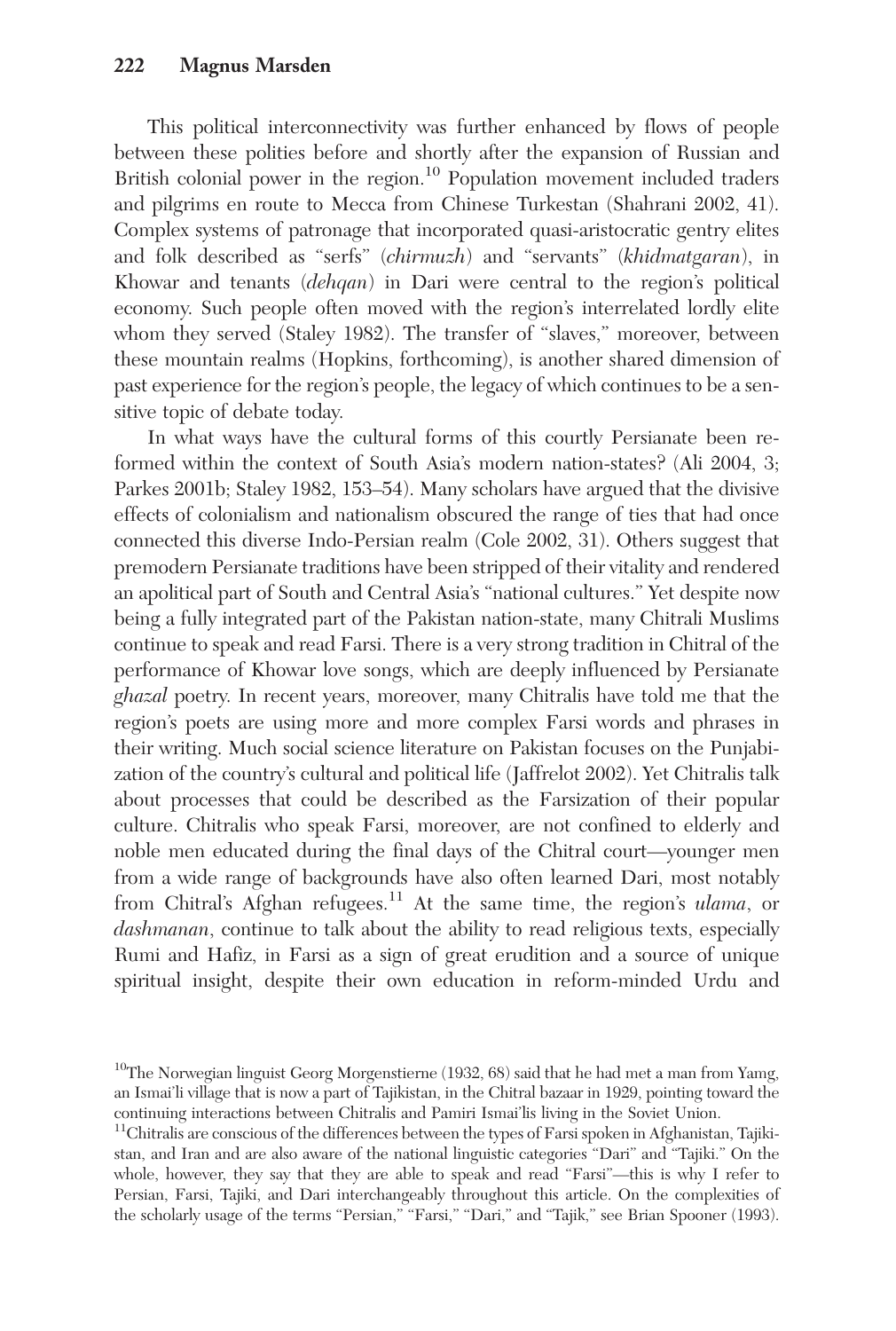This political interconnectivity was further enhanced by flows of people between these polities before and shortly after the expansion of Russian and British colonial power in the region.[10] Population movement included traders and pilgrims en route to Mecca from Chinese Turkestan (Shahrani 2002, 41). Complex systems of patronage that incorporated quasi-aristocratic gentry elites and folk described as "serfs" (*chirmuzh*) and "servants" (*khidmatgaran*), in Khowar and tenants (*dehqan*) in Dari were central to the region's political economy. Such people often moved with the region's interrelated lordly elite whom they served (Staley 1982). The transfer of "slaves," moreover, between these mountain realms (Hopkins, forthcoming), is another shared dimension of past experience for the region's people, the legacy of which continues to be a sensitive topic of debate today.

In what ways have the cultural forms of this courtly Persianate been reformed within the context of South Asia's modern nation-states? (Ali 2004, 3; Parkes 2001b; Staley 1982, 153–54). Many scholars have argued that the divisive effects of colonialism and nationalism obscured the range of ties that had once connected this diverse Indo-Persian realm (Cole 2002, 31). Others suggest that premodern Persianate traditions have been stripped of their vitality and rendered an apolitical part of South and Central Asia's "national cultures." Yet despite now being a fully integrated part of the Pakistan nation-state, many Chitrali Muslims continue to speak and read Farsi. There is a very strong tradition in Chitral of the performance of Khowar love songs, which are deeply influenced by Persianate *ghazal* poetry. In recent years, moreover, many Chitralis have told me that the region's poets are using more and more complex Farsi words and phrases in their writing. Much social science literature on Pakistan focuses on the Punjabization of the country's cultural and political life (Jaffrelot 2002). Yet Chitralis talk about processes that could be described as the Farsization of their popular culture. Chitralis who speak Farsi, moreover, are not confined to elderly and noble men educated during the final days of the Chitral court—younger men from a wide range of backgrounds have also often learned Dari, most notably from Chitral's Afghan refugees.[11] At the same time, the region's *ulama*, or *dashmanan*, continue to talk about the ability to read religious texts, especially Rumi and Hafiz, in Farsi as a sign of great erudition and a source of unique spiritual insight, despite their own education in reform-minded Urdu and

[10] The Norwegian linguist Georg Morgenstierne (1932, 68) said that he had met a man from Yamg, an Ismai'li village that is now a part of Tajikistan, in the Chitral bazaar in 1929, pointing toward the continuing interactions between Chitralis and Pamiri Ismai'lis living in the Soviet Union.

[11] Chitralis are conscious of the differences between the types of Farsi spoken in Afghanistan, Tajikistan, and Iran and are also aware of the national linguistic categories "Dari" and "Tajiki." On the whole, however, they say that they are able to speak and read "Farsi"—this is why I refer to Persian, Farsi, Tajiki, and Dari interchangeably throughout this article. On the complexities of the scholarly usage of the terms "Persian," "Farsi," "Dari," and "Tajik," see Brian Spooner (1993).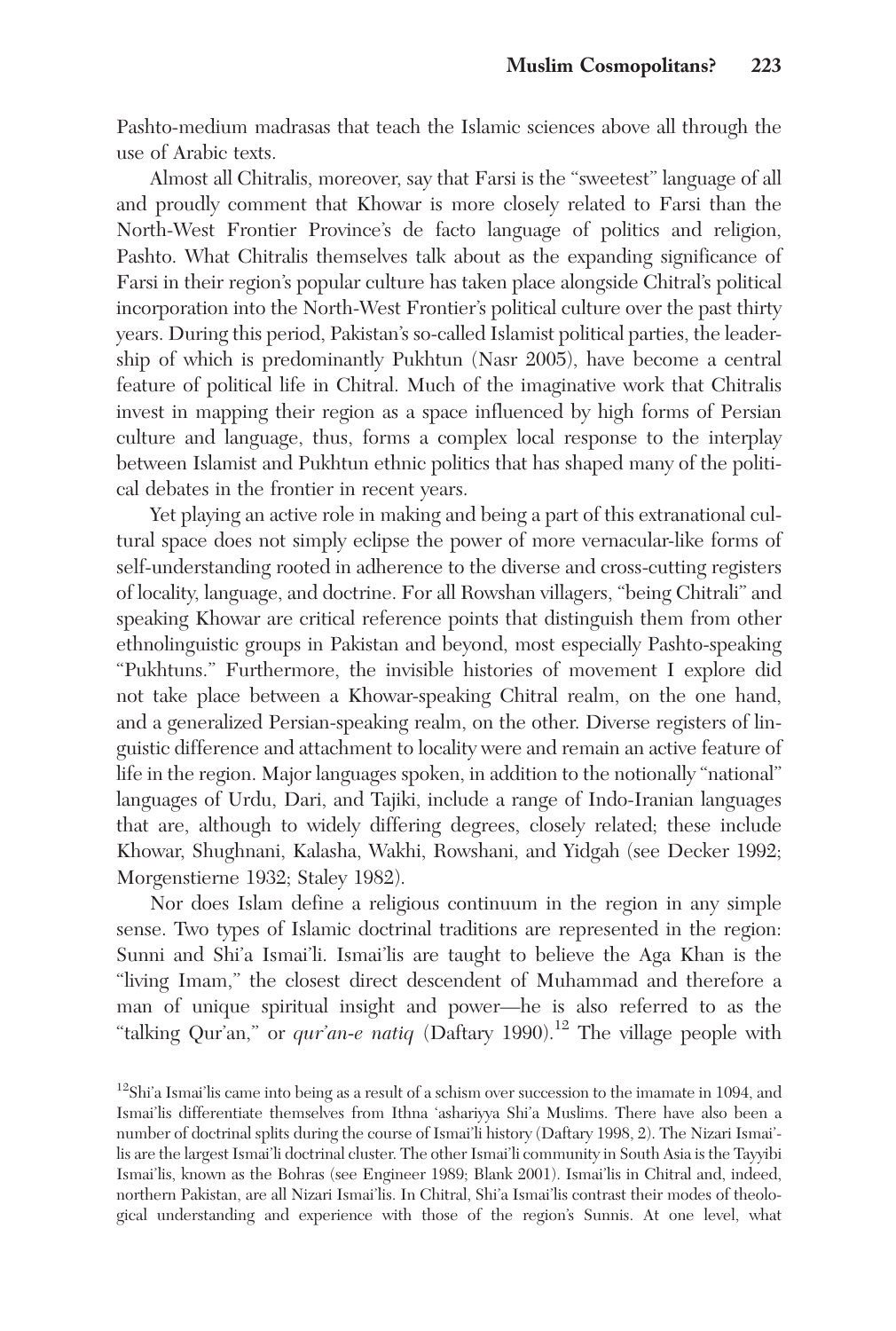Pashto-medium madrasas that teach the Islamic sciences above all through the use of Arabic texts.

Almost all Chitralis, moreover, say that Farsi is the "sweetest" language of all and proudly comment that Khowar is more closely related to Farsi than the North-West Frontier Province's de facto language of politics and religion, Pashto. What Chitralis themselves talk about as the expanding significance of Farsi in their region's popular culture has taken place alongside Chitral's political incorporation into the North-West Frontier's political culture over the past thirty years. During this period, Pakistan's so-called Islamist political parties, the leadership of which is predominantly Pukhtun (Nasr 2005), have become a central feature of political life in Chitral. Much of the imaginative work that Chitralis invest in mapping their region as a space influenced by high forms of Persian culture and language, thus, forms a complex local response to the interplay between Islamist and Pukhtun ethnic politics that has shaped many of the political debates in the frontier in recent years.

Yet playing an active role in making and being a part of this extranational cultural space does not simply eclipse the power of more vernacular-like forms of self-understanding rooted in adherence to the diverse and cross-cutting registers of locality, language, and doctrine. For all Rowshan villagers, "being Chitrali" and speaking Khowar are critical reference points that distinguish them from other ethnolinguistic groups in Pakistan and beyond, most especially Pashto-speaking "Pukhtuns." Furthermore, the invisible histories of movement I explore did not take place between a Khowar-speaking Chitral realm, on the one hand, and a generalized Persian-speaking realm, on the other. Diverse registers of linguistic difference and attachment to locality were and remain an active feature of life in the region. Major languages spoken, in addition to the notionally "national" languages of Urdu, Dari, and Tajiki, include a range of Indo-Iranian languages that are, although to widely differing degrees, closely related; these include Khowar, Shughnani, Kalasha, Wakhi, Rowshani, and Yidgah (see Decker 1992; Morgenstierne 1932; Staley 1982).

Nor does Islam define a religious continuum in the region in any simple sense. Two types of Islamic doctrinal traditions are represented in the region: Sunni and Shi'a Ismai'li. Ismai'lis are taught to believe the Aga Khan is the "living Imam," the closest direct descendent of Muhammad and therefore a man of unique spiritual insight and power—he is also referred to as the "talking Qur'an," or *qur'an-e natiq* (Daftary 1990).[12] The village people with

[12]Shi'a Ismai'lis came into being as a result of a schism over succession to the imamate in 1094, and Ismai'lis differentiate themselves from Ithna 'ashariyya Shi'a Muslims. There have also been a number of doctrinal splits during the course of Ismai'li history (Daftary 1998, 2). The Nizari Ismai'lis are the largest Ismai'li doctrinal cluster. The other Ismai'li community in South Asia is the Tayyibi Ismai'lis, known as the Bohras (see Engineer 1989; Blank 2001). Ismai'lis in Chitral and, indeed, northern Pakistan, are all Nizari Ismai'lis. In Chitral, Shi'a Ismai'lis contrast their modes of theological understanding and experience with those of the region's Sunnis. At one level, what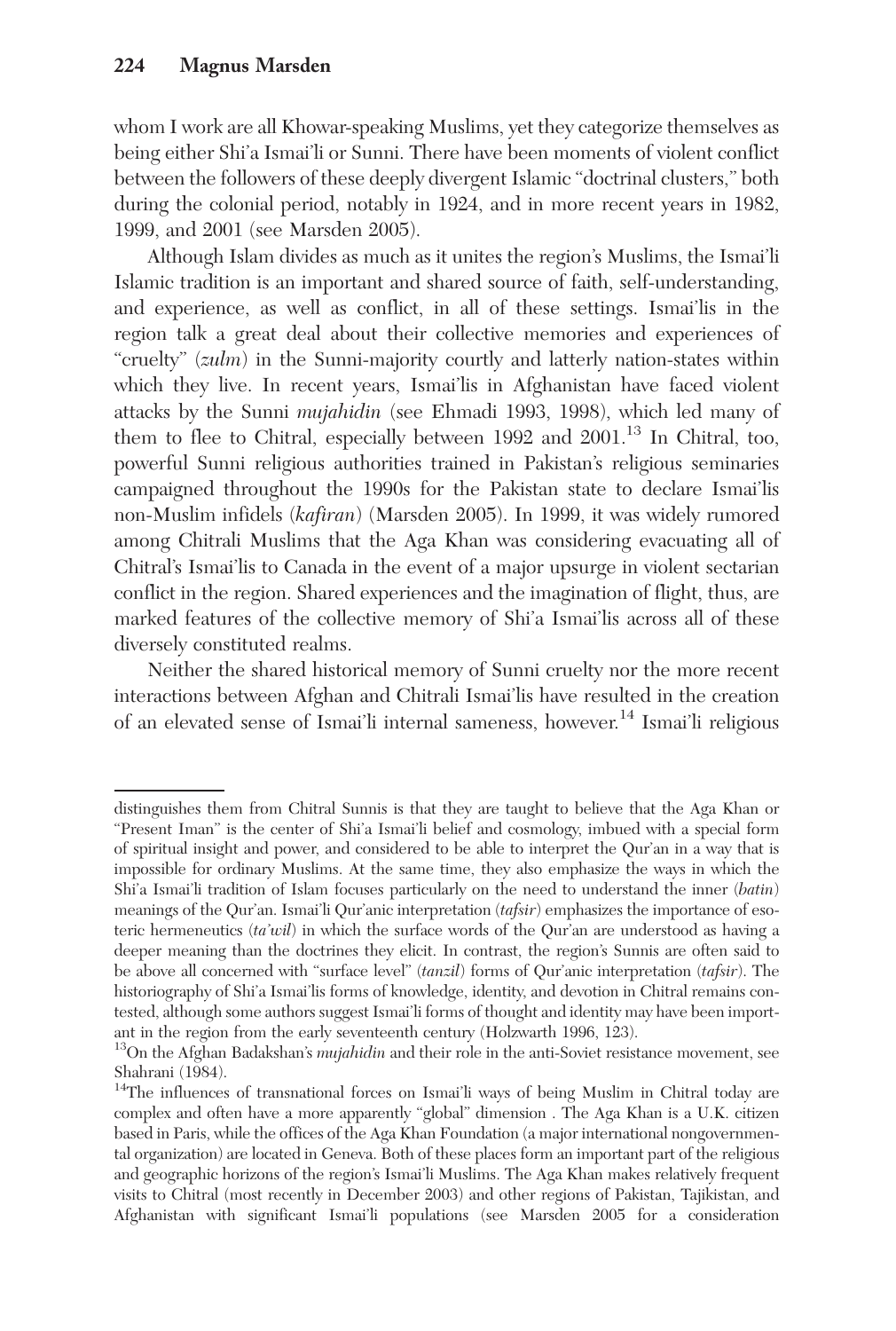whom I work are all Khowar-speaking Muslims, yet they categorize themselves as being either Shi'a Ismai'li or Sunni. There have been moments of violent conflict between the followers of these deeply divergent Islamic "doctrinal clusters," both during the colonial period, notably in 1924, and in more recent years in 1982, 1999, and 2001 (see Marsden 2005).

Although Islam divides as much as it unites the region's Muslims, the Ismai'li Islamic tradition is an important and shared source of faith, self-understanding, and experience, as well as conflict, in all of these settings. Ismai'lis in the region talk a great deal about their collective memories and experiences of "cruelty" (*zulm*) in the Sunni-majority courtly and latterly nation-states within which they live. In recent years, Ismai'lis in Afghanistan have faced violent attacks by the Sunni *mujahidin* (see Ehmadi 1993, 1998), which led many of them to flee to Chitral, especially between 1992 and 2001.[13] In Chitral, too, powerful Sunni religious authorities trained in Pakistan's religious seminaries campaigned throughout the 1990s for the Pakistan state to declare Ismai'lis non-Muslim infidels (*kafiran*) (Marsden 2005). In 1999, it was widely rumored among Chitrali Muslims that the Aga Khan was considering evacuating all of Chitral's Ismai'lis to Canada in the event of a major upsurge in violent sectarian conflict in the region. Shared experiences and the imagination of flight, thus, are marked features of the collective memory of Shi'a Ismai'lis across all of these diversely constituted realms.

Neither the shared historical memory of Sunni cruelty nor the more recent interactions between Afghan and Chitrali Ismai'lis have resulted in the creation of an elevated sense of Ismai'li internal sameness, however.[14] Ismai'li religious

---

distinguishes them from Chitral Sunnis is that they are taught to believe that the Aga Khan or "Present Iman" is the center of Shi'a Ismai'li belief and cosmology, imbued with a special form of spiritual insight and power, and considered to be able to interpret the Qur'an in a way that is impossible for ordinary Muslims. At the same time, they also emphasize the ways in which the Shi'a Ismai'li tradition of Islam focuses particularly on the need to understand the inner (*batin*) meanings of the Qur'an. Ismai'li Qur'anic interpretation (*tafsir*) emphasizes the importance of esoteric hermeneutics (*ta'wil*) in which the surface words of the Qur'an are understood as having a deeper meaning than the doctrines they elicit. In contrast, the region's Sunnis are often said to be above all concerned with "surface level" (*tanzil*) forms of Qur'anic interpretation (*tafsir*). The historiography of Shi'a Ismai'lis forms of knowledge, identity, and devotion in Chitral remains contested, although some authors suggest Ismai'li forms of thought and identity may have been important in the region from the early seventeenth century (Holzwarth 1996, 123).

[13] On the Afghan Badakshan's *mujahidin* and their role in the anti-Soviet resistance movement, see Shahrani (1984).

[14] The influences of transnational forces on Ismai'li ways of being Muslim in Chitral today are complex and often have a more apparently "global" dimension . The Aga Khan is a U.K. citizen based in Paris, while the offices of the Aga Khan Foundation (a major international nongovernmental organization) are located in Geneva. Both of these places form an important part of the religious and geographic horizons of the region's Ismai'li Muslims. The Aga Khan makes relatively frequent visits to Chitral (most recently in December 2003) and other regions of Pakistan, Tajikistan, and Afghanistan with significant Ismai'li populations (see Marsden 2005 for a consideration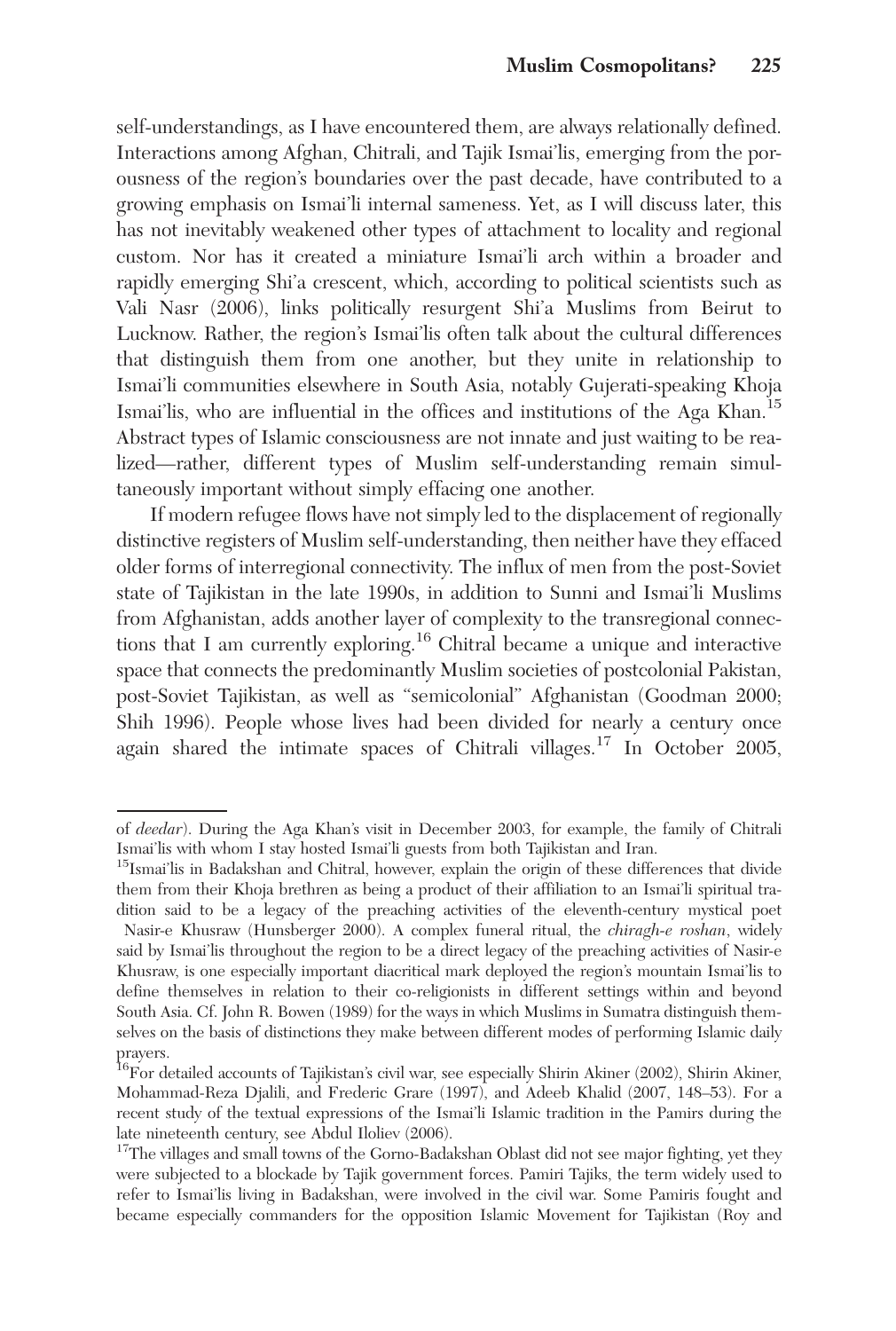self-understandings, as I have encountered them, are always relationally defined. Interactions among Afghan, Chitrali, and Tajik Ismai'lis, emerging from the porousness of the region's boundaries over the past decade, have contributed to a growing emphasis on Ismai'li internal sameness. Yet, as I will discuss later, this has not inevitably weakened other types of attachment to locality and regional custom. Nor has it created a miniature Ismai'li arch within a broader and rapidly emerging Shi'a crescent, which, according to political scientists such as Vali Nasr (2006), links politically resurgent Shi'a Muslims from Beirut to Lucknow. Rather, the region's Ismai'lis often talk about the cultural differences that distinguish them from one another, but they unite in relationship to Ismai'li communities elsewhere in South Asia, notably Gujerati-speaking Khoja Ismai'lis, who are influential in the offices and institutions of the Aga Khan.[15] Abstract types of Islamic consciousness are not innate and just waiting to be realized—rather, different types of Muslim self-understanding remain simultaneously important without simply effacing one another.

If modern refugee flows have not simply led to the displacement of regionally distinctive registers of Muslim self-understanding, then neither have they effaced older forms of interregional connectivity. The influx of men from the post-Soviet state of Tajikistan in the late 1990s, in addition to Sunni and Ismai'li Muslims from Afghanistan, adds another layer of complexity to the transregional connections that I am currently exploring.[16] Chitral became a unique and interactive space that connects the predominantly Muslim societies of postcolonial Pakistan, post-Soviet Tajikistan, as well as "semicolonial" Afghanistan (Goodman 2000; Shih 1996). People whose lives had been divided for nearly a century once again shared the intimate spaces of Chitrali villages.[17] In October 2005,

---

of *deedar*). During the Aga Khan's visit in December 2003, for example, the family of Chitrali Ismai'lis with whom I stay hosted Ismai'li guests from both Tajikistan and Iran.

[15]Ismai'lis in Badakshan and Chitral, however, explain the origin of these differences that divide them from their Khoja brethren as being a product of their affiliation to an Ismai'li spiritual tradition said to be a legacy of the preaching activities of the eleventh-century mystical poet Nasir-e Khusraw (Hunsberger 2000). A complex funeral ritual, the *chiragh-e roshan*, widely said by Ismai'lis throughout the region to be a direct legacy of the preaching activities of Nasir-e Khusraw, is one especially important diacritical mark deployed the region's mountain Ismai'lis to define themselves in relation to their co-religionists in different settings within and beyond South Asia. Cf. John R. Bowen (1989) for the ways in which Muslims in Sumatra distinguish themselves on the basis of distinctions they make between different modes of performing Islamic daily prayers.

[16]For detailed accounts of Tajikistan's civil war, see especially Shirin Akiner (2002), Shirin Akiner, Mohammad-Reza Djalili, and Frederic Grare (1997), and Adeeb Khalid (2007, 148–53). For a recent study of the textual expressions of the Ismai'li Islamic tradition in the Pamirs during the late nineteenth century, see Abdul Iloliev (2006).

[17]The villages and small towns of the Gorno-Badakshan Oblast did not see major fighting, yet they were subjected to a blockade by Tajik government forces. Pamiri Tajiks, the term widely used to refer to Ismai'lis living in Badakshan, were involved in the civil war. Some Pamiris fought and became especially commanders for the opposition Islamic Movement for Tajikistan (Roy and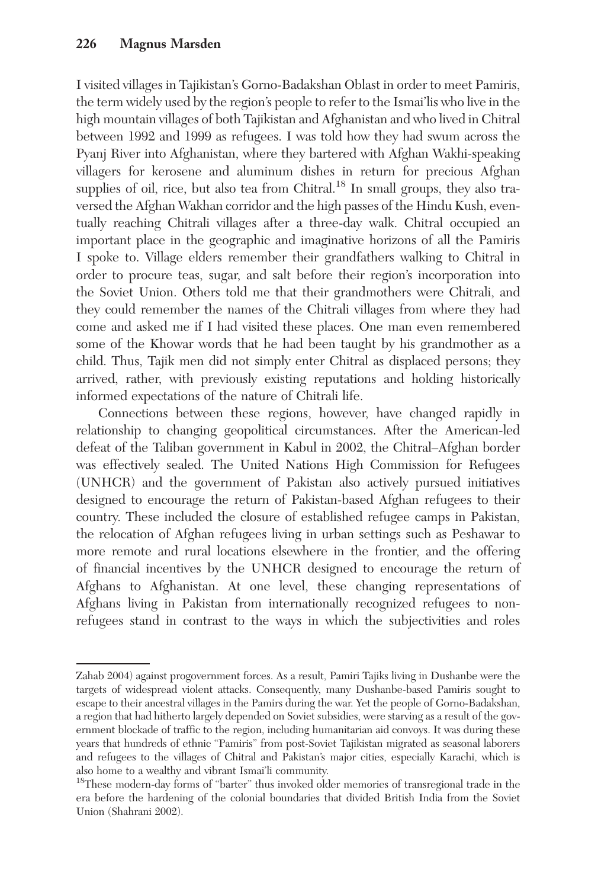I visited villages in Tajikistan's Gorno-Badakshan Oblast in order to meet Pamiris, the term widely used by the region's people to refer to the Ismai'lis who live in the high mountain villages of both Tajikistan and Afghanistan and who lived in Chitral between 1992 and 1999 as refugees. I was told how they had swum across the Pyanj River into Afghanistan, where they bartered with Afghan Wakhi-speaking villagers for kerosene and aluminum dishes in return for precious Afghan supplies of oil, rice, but also tea from Chitral.[18] In small groups, they also traversed the Afghan Wakhan corridor and the high passes of the Hindu Kush, eventually reaching Chitrali villages after a three-day walk. Chitral occupied an important place in the geographic and imaginative horizons of all the Pamiris I spoke to. Village elders remember their grandfathers walking to Chitral in order to procure teas, sugar, and salt before their region's incorporation into the Soviet Union. Others told me that their grandmothers were Chitrali, and they could remember the names of the Chitrali villages from where they had come and asked me if I had visited these places. One man even remembered some of the Khowar words that he had been taught by his grandmother as a child. Thus, Tajik men did not simply enter Chitral as displaced persons; they arrived, rather, with previously existing reputations and holding historically informed expectations of the nature of Chitrali life.

Connections between these regions, however, have changed rapidly in relationship to changing geopolitical circumstances. After the American-led defeat of the Taliban government in Kabul in 2002, the Chitral–Afghan border was effectively sealed. The United Nations High Commission for Refugees (UNHCR) and the government of Pakistan also actively pursued initiatives designed to encourage the return of Pakistan-based Afghan refugees to their country. These included the closure of established refugee camps in Pakistan, the relocation of Afghan refugees living in urban settings such as Peshawar to more remote and rural locations elsewhere in the frontier, and the offering of financial incentives by the UNHCR designed to encourage the return of Afghans to Afghanistan. At one level, these changing representations of Afghans living in Pakistan from internationally recognized refugees to non-refugees stand in contrast to the ways in which the subjectivities and roles

---

Zahab 2004) against progovernment forces. As a result, Pamiri Tajiks living in Dushanbe were the targets of widespread violent attacks. Consequently, many Dushanbe-based Pamiris sought to escape to their ancestral villages in the Pamirs during the war. Yet the people of Gorno-Badakshan, a region that had hitherto largely depended on Soviet subsidies, were starving as a result of the government blockade of traffic to the region, including humanitarian aid convoys. It was during these years that hundreds of ethnic "Pamiris" from post-Soviet Tajikistan migrated as seasonal laborers and refugees to the villages of Chitral and Pakistan's major cities, especially Karachi, which is also home to a wealthy and vibrant Ismai'li community.

[18]These modern-day forms of "barter" thus invoked older memories of transregional trade in the era before the hardening of the colonial boundaries that divided British India from the Soviet Union (Shahrani 2002).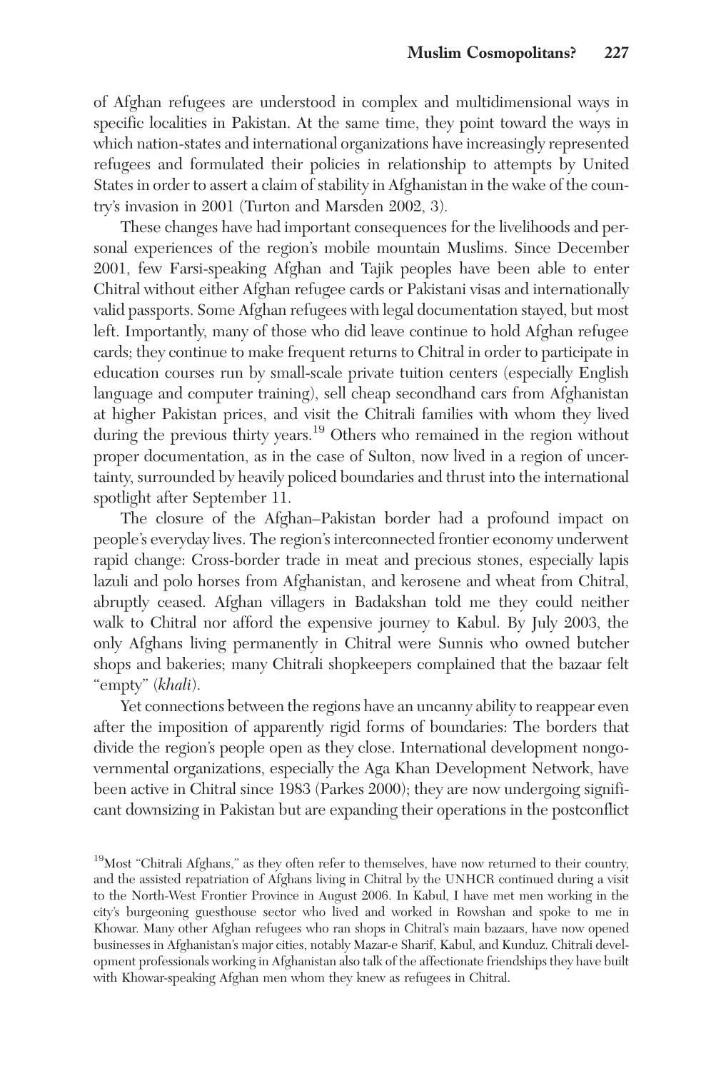of Afghan refugees are understood in complex and multidimensional ways in specific localities in Pakistan. At the same time, they point toward the ways in which nation-states and international organizations have increasingly represented refugees and formulated their policies in relationship to attempts by United States in order to assert a claim of stability in Afghanistan in the wake of the country's invasion in 2001 (Turton and Marsden 2002, 3).

These changes have had important consequences for the livelihoods and personal experiences of the region's mobile mountain Muslims. Since December 2001, few Farsi-speaking Afghan and Tajik peoples have been able to enter Chitral without either Afghan refugee cards or Pakistani visas and internationally valid passports. Some Afghan refugees with legal documentation stayed, but most left. Importantly, many of those who did leave continue to hold Afghan refugee cards; they continue to make frequent returns to Chitral in order to participate in education courses run by small-scale private tuition centers (especially English language and computer training), sell cheap secondhand cars from Afghanistan at higher Pakistan prices, and visit the Chitrali families with whom they lived during the previous thirty years.[19] Others who remained in the region without proper documentation, as in the case of Sulton, now lived in a region of uncertainty, surrounded by heavily policed boundaries and thrust into the international spotlight after September 11.

The closure of the Afghan–Pakistan border had a profound impact on people's everyday lives. The region's interconnected frontier economy underwent rapid change: Cross-border trade in meat and precious stones, especially lapis lazuli and polo horses from Afghanistan, and kerosene and wheat from Chitral, abruptly ceased. Afghan villagers in Badakshan told me they could neither walk to Chitral nor afford the expensive journey to Kabul. By July 2003, the only Afghans living permanently in Chitral were Sunnis who owned butcher shops and bakeries; many Chitrali shopkeepers complained that the bazaar felt "empty" (*khali*).

Yet connections between the regions have an uncanny ability to reappear even after the imposition of apparently rigid forms of boundaries: The borders that divide the region's people open as they close. International development nongovernmental organizations, especially the Aga Khan Development Network, have been active in Chitral since 1983 (Parkes 2000); they are now undergoing significant downsizing in Pakistan but are expanding their operations in the postconflict

[19]Most "Chitrali Afghans," as they often refer to themselves, have now returned to their country, and the assisted repatriation of Afghans living in Chitral by the UNHCR continued during a visit to the North-West Frontier Province in August 2006. In Kabul, I have met men working in the city's burgeoning guesthouse sector who lived and worked in Rowshan and spoke to me in Khowar. Many other Afghan refugees who ran shops in Chitral's main bazaars, have now opened businesses in Afghanistan's major cities, notably Mazar-e Sharif, Kabul, and Kunduz. Chitrali development professionals working in Afghanistan also talk of the affectionate friendships they have built with Khowar-speaking Afghan men whom they knew as refugees in Chitral.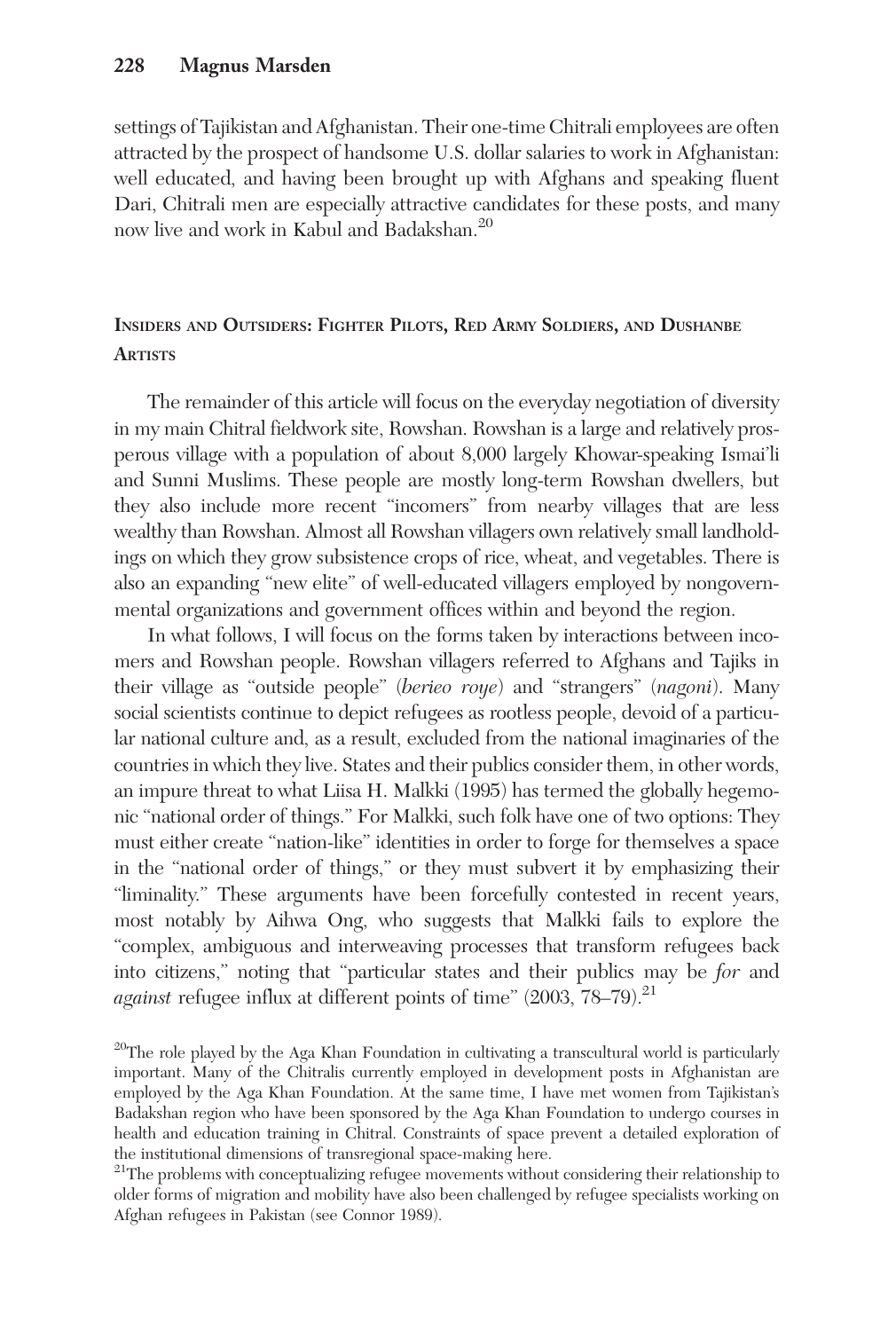settings of Tajikistan and Afghanistan. Their one-time Chitrali employees are often attracted by the prospect of handsome U.S. dollar salaries to work in Afghanistan: well educated, and having been brought up with Afghans and speaking fluent Dari, Chitrali men are especially attractive candidates for these posts, and many now live and work in Kabul and Badakshan.[20]

## Insiders and Outsiders: Fighter Pilots, Red Army Soldiers, and Dushanbe Artists

The remainder of this article will focus on the everyday negotiation of diversity in my main Chitral fieldwork site, Rowshan. Rowshan is a large and relatively prosperous village with a population of about 8,000 largely Khowar-speaking Ismai'li and Sunni Muslims. These people are mostly long-term Rowshan dwellers, but they also include more recent "incomers" from nearby villages that are less wealthy than Rowshan. Almost all Rowshan villagers own relatively small landholdings on which they grow subsistence crops of rice, wheat, and vegetables. There is also an expanding "new elite" of well-educated villagers employed by nongovernmental organizations and government offices within and beyond the region.

In what follows, I will focus on the forms taken by interactions between incomers and Rowshan people. Rowshan villagers referred to Afghans and Tajiks in their village as "outside people" (*berieo roye*) and "strangers" (*nagoni*). Many social scientists continue to depict refugees as rootless people, devoid of a particular national culture and, as a result, excluded from the national imaginaries of the countries in which they live. States and their publics consider them, in other words, an impure threat to what Liisa H. Malkki (1995) has termed the globally hegemonic "national order of things." For Malkki, such folk have one of two options: They must either create "nation-like" identities in order to forge for themselves a space in the "national order of things," or they must subvert it by emphasizing their "liminality." These arguments have been forcefully contested in recent years, most notably by Aihwa Ong, who suggests that Malkki fails to explore the "complex, ambiguous and interweaving processes that transform refugees back into citizens," noting that "particular states and their publics may be *for* and *against* refugee influx at different points of time" (2003, 78–79).[21]

[20]The role played by the Aga Khan Foundation in cultivating a transcultural world is particularly important. Many of the Chitralis currently employed in development posts in Afghanistan are employed by the Aga Khan Foundation. At the same time, I have met women from Tajikistan's Badakshan region who have been sponsored by the Aga Khan Foundation to undergo courses in health and education training in Chitral. Constraints of space prevent a detailed exploration of the institutional dimensions of transregional space-making here.

[21]The problems with conceptualizing refugee movements without considering their relationship to older forms of migration and mobility have also been challenged by refugee specialists working on Afghan refugees in Pakistan (see Connor 1989).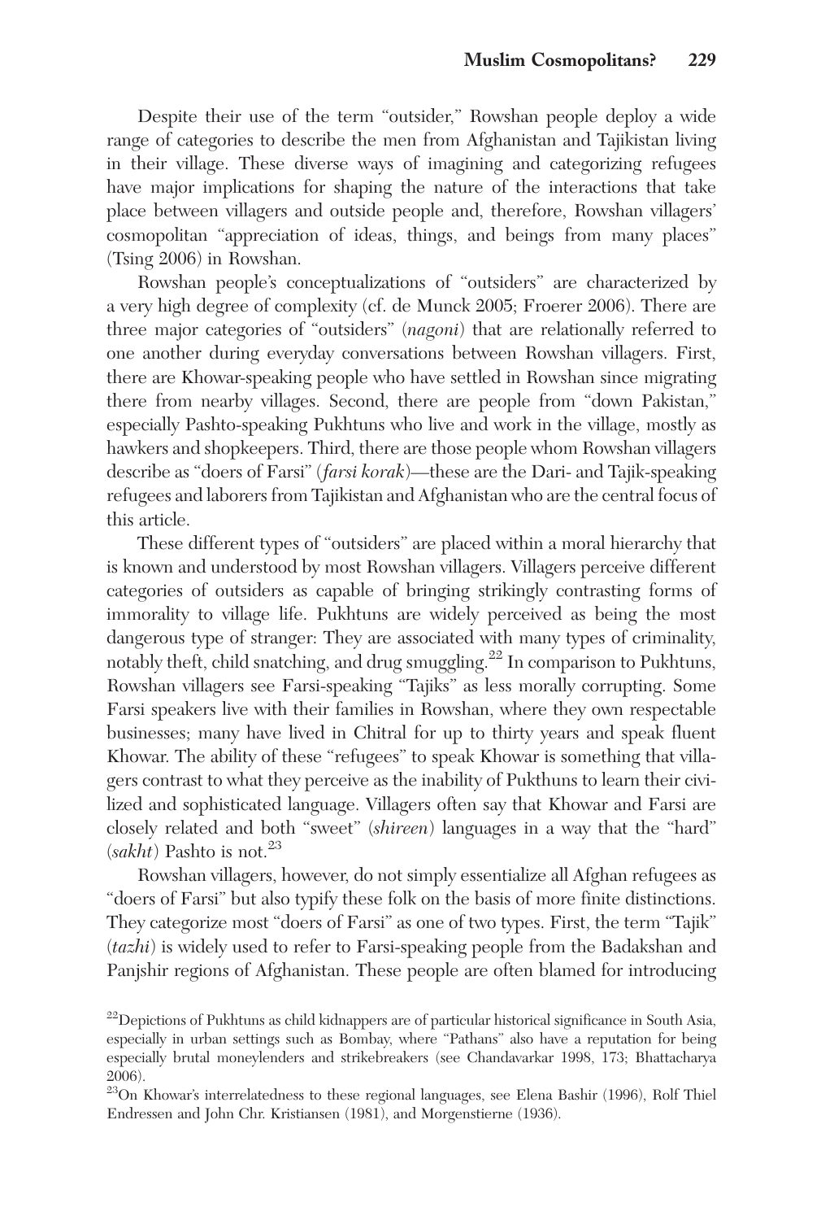Despite their use of the term "outsider," Rowshan people deploy a wide range of categories to describe the men from Afghanistan and Tajikistan living in their village. These diverse ways of imagining and categorizing refugees have major implications for shaping the nature of the interactions that take place between villagers and outside people and, therefore, Rowshan villagers' cosmopolitan "appreciation of ideas, things, and beings from many places" (Tsing 2006) in Rowshan.

Rowshan people's conceptualizations of "outsiders" are characterized by a very high degree of complexity (cf. de Munck 2005; Froerer 2006). There are three major categories of "outsiders" (*nagoni*) that are relationally referred to one another during everyday conversations between Rowshan villagers. First, there are Khowar-speaking people who have settled in Rowshan since migrating there from nearby villages. Second, there are people from "down Pakistan," especially Pashto-speaking Pukhtuns who live and work in the village, mostly as hawkers and shopkeepers. Third, there are those people whom Rowshan villagers describe as "doers of Farsi" (*farsi korak*)—these are the Dari- and Tajik-speaking refugees and laborers from Tajikistan and Afghanistan who are the central focus of this article.

These different types of "outsiders" are placed within a moral hierarchy that is known and understood by most Rowshan villagers. Villagers perceive different categories of outsiders as capable of bringing strikingly contrasting forms of immorality to village life. Pukhtuns are widely perceived as being the most dangerous type of stranger: They are associated with many types of criminality, notably theft, child snatching, and drug smuggling.[22] In comparison to Pukhtuns, Rowshan villagers see Farsi-speaking "Tajiks" as less morally corrupting. Some Farsi speakers live with their families in Rowshan, where they own respectable businesses; many have lived in Chitral for up to thirty years and speak fluent Khowar. The ability of these "refugees" to speak Khowar is something that villagers contrast to what they perceive as the inability of Pukthuns to learn their civilized and sophisticated language. Villagers often say that Khowar and Farsi are closely related and both "sweet" (*shireen*) languages in a way that the "hard" (*sakht*) Pashto is not.[23]

Rowshan villagers, however, do not simply essentialize all Afghan refugees as "doers of Farsi" but also typify these folk on the basis of more finite distinctions. They categorize most "doers of Farsi" as one of two types. First, the term "Tajik" (*tazhi*) is widely used to refer to Farsi-speaking people from the Badakshan and Panjshir regions of Afghanistan. These people are often blamed for introducing

[22] Depictions of Pukhtuns as child kidnappers are of particular historical significance in South Asia, especially in urban settings such as Bombay, where "Pathans" also have a reputation for being especially brutal moneylenders and strikebreakers (see Chandavarkar 1998, 173; Bhattacharya 2006).

[23] On Khowar's interrelatedness to these regional languages, see Elena Bashir (1996), Rolf Thiel Endressen and John Chr. Kristiansen (1981), and Morgenstierne (1936).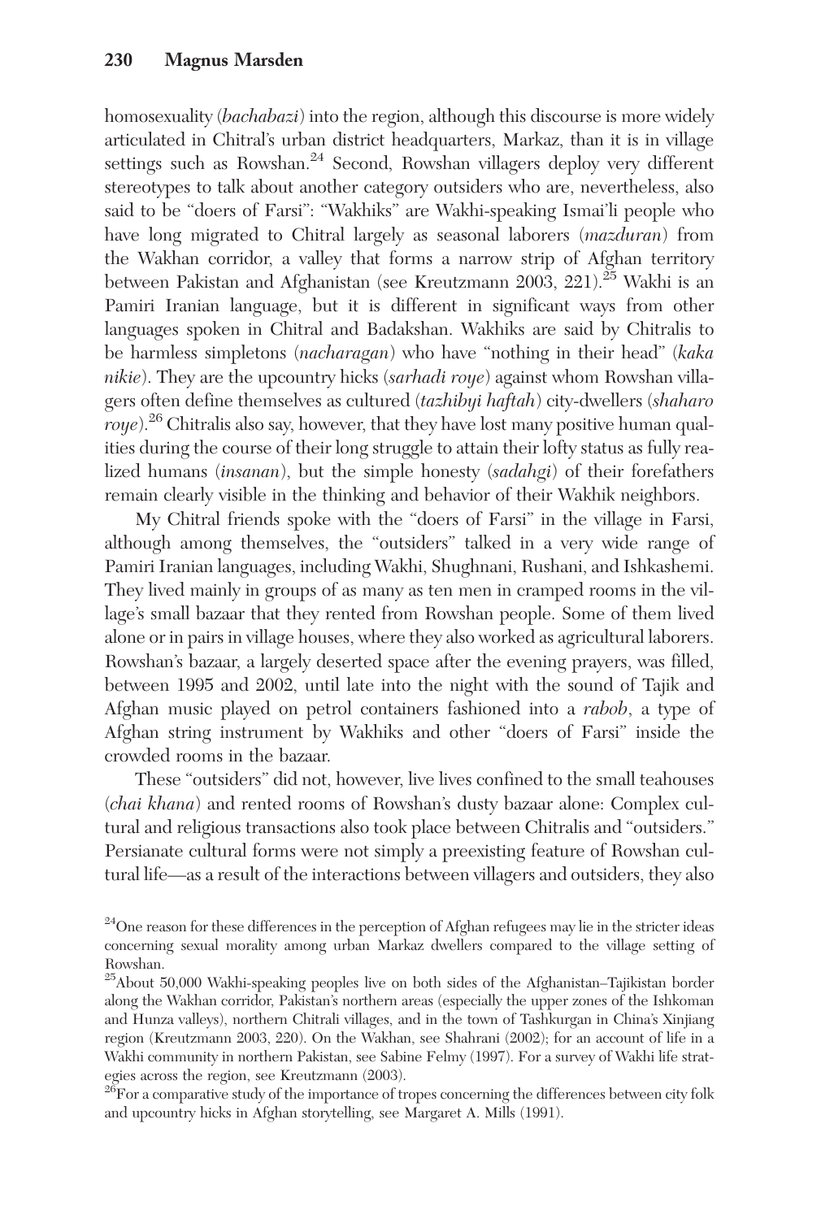homosexuality (*bachabazi*) into the region, although this discourse is more widely articulated in Chitral's urban district headquarters, Markaz, than it is in village settings such as Rowshan.[24] Second, Rowshan villagers deploy very different stereotypes to talk about another category outsiders who are, nevertheless, also said to be "doers of Farsi": "Wakhiks" are Wakhi-speaking Ismai'li people who have long migrated to Chitral largely as seasonal laborers (*mazduran*) from the Wakhan corridor, a valley that forms a narrow strip of Afghan territory between Pakistan and Afghanistan (see Kreutzmann 2003, 221).[25] Wakhi is an Pamiri Iranian language, but it is different in significant ways from other languages spoken in Chitral and Badakshan. Wakhiks are said by Chitralis to be harmless simpletons (*nacharagan*) who have "nothing in their head" (*kaka nikie*). They are the upcountry hicks (*sarhadi roye*) against whom Rowshan villagers often define themselves as cultured (*tazhibyi haftah*) city-dwellers (*shaharo roye*).[26] Chitralis also say, however, that they have lost many positive human qualities during the course of their long struggle to attain their lofty status as fully realized humans (*insanan*), but the simple honesty (*sadahgi*) of their forefathers remain clearly visible in the thinking and behavior of their Wakhik neighbors.

My Chitral friends spoke with the "doers of Farsi" in the village in Farsi, although among themselves, the "outsiders" talked in a very wide range of Pamiri Iranian languages, including Wakhi, Shughnani, Rushani, and Ishkashemi. They lived mainly in groups of as many as ten men in cramped rooms in the village's small bazaar that they rented from Rowshan people. Some of them lived alone or in pairs in village houses, where they also worked as agricultural laborers. Rowshan's bazaar, a largely deserted space after the evening prayers, was filled, between 1995 and 2002, until late into the night with the sound of Tajik and Afghan music played on petrol containers fashioned into a *rabob*, a type of Afghan string instrument by Wakhiks and other "doers of Farsi" inside the crowded rooms in the bazaar.

These "outsiders" did not, however, live lives confined to the small teahouses (*chai khana*) and rented rooms of Rowshan's dusty bazaar alone: Complex cultural and religious transactions also took place between Chitralis and "outsiders." Persianate cultural forms were not simply a preexisting feature of Rowshan cultural life—as a result of the interactions between villagers and outsiders, they also

[24]One reason for these differences in the perception of Afghan refugees may lie in the stricter ideas concerning sexual morality among urban Markaz dwellers compared to the village setting of Rowshan.

[25]About 50,000 Wakhi-speaking peoples live on both sides of the Afghanistan–Tajikistan border along the Wakhan corridor, Pakistan's northern areas (especially the upper zones of the Ishkoman and Hunza valleys), northern Chitrali villages, and in the town of Tashkurgan in China's Xinjiang region (Kreutzmann 2003, 220). On the Wakhan, see Shahrani (2002); for an account of life in a Wakhi community in northern Pakistan, see Sabine Felmy (1997). For a survey of Wakhi life strategies across the region, see Kreutzmann (2003).

[26]For a comparative study of the importance of tropes concerning the differences between city folk and upcountry hicks in Afghan storytelling, see Margaret A. Mills (1991).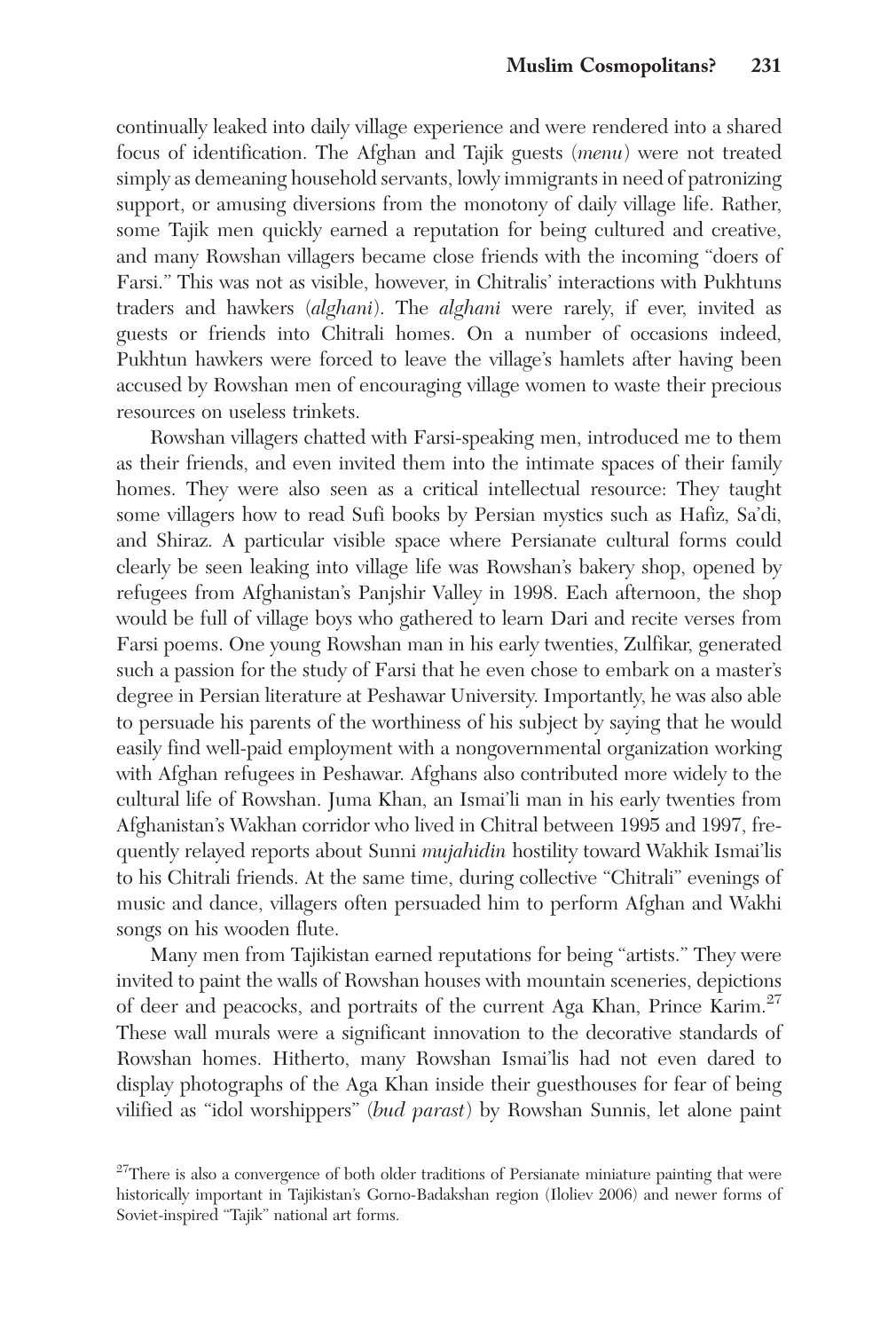continually leaked into daily village experience and were rendered into a shared focus of identification. The Afghan and Tajik guests (*menu*) were not treated simply as demeaning household servants, lowly immigrants in need of patronizing support, or amusing diversions from the monotony of daily village life. Rather, some Tajik men quickly earned a reputation for being cultured and creative, and many Rowshan villagers became close friends with the incoming "doers of Farsi." This was not as visible, however, in Chitralis' interactions with Pukhtuns traders and hawkers (*alghani*). The *alghani* were rarely, if ever, invited as guests or friends into Chitrali homes. On a number of occasions indeed, Pukhtun hawkers were forced to leave the village's hamlets after having been accused by Rowshan men of encouraging village women to waste their precious resources on useless trinkets.

Rowshan villagers chatted with Farsi-speaking men, introduced me to them as their friends, and even invited them into the intimate spaces of their family homes. They were also seen as a critical intellectual resource: They taught some villagers how to read Sufi books by Persian mystics such as Hafiz, Sa'di, and Shiraz. A particular visible space where Persianate cultural forms could clearly be seen leaking into village life was Rowshan's bakery shop, opened by refugees from Afghanistan's Panjshir Valley in 1998. Each afternoon, the shop would be full of village boys who gathered to learn Dari and recite verses from Farsi poems. One young Rowshan man in his early twenties, Zulfikar, generated such a passion for the study of Farsi that he even chose to embark on a master's degree in Persian literature at Peshawar University. Importantly, he was also able to persuade his parents of the worthiness of his subject by saying that he would easily find well-paid employment with a nongovernmental organization working with Afghan refugees in Peshawar. Afghans also contributed more widely to the cultural life of Rowshan. Juma Khan, an Ismai'li man in his early twenties from Afghanistan's Wakhan corridor who lived in Chitral between 1995 and 1997, frequently relayed reports about Sunni *mujahidin* hostility toward Wakhik Ismai'lis to his Chitrali friends. At the same time, during collective "Chitrali" evenings of music and dance, villagers often persuaded him to perform Afghan and Wakhi songs on his wooden flute.

Many men from Tajikistan earned reputations for being "artists." They were invited to paint the walls of Rowshan houses with mountain sceneries, depictions of deer and peacocks, and portraits of the current Aga Khan, Prince Karim.[27] These wall murals were a significant innovation to the decorative standards of Rowshan homes. Hitherto, many Rowshan Ismai'lis had not even dared to display photographs of the Aga Khan inside their guesthouses for fear of being vilified as "idol worshippers" (*bud parast*) by Rowshan Sunnis, let alone paint

[27]There is also a convergence of both older traditions of Persianate miniature painting that were historically important in Tajikistan's Gorno-Badakshan region (Iloliev 2006) and newer forms of Soviet-inspired "Tajik" national art forms.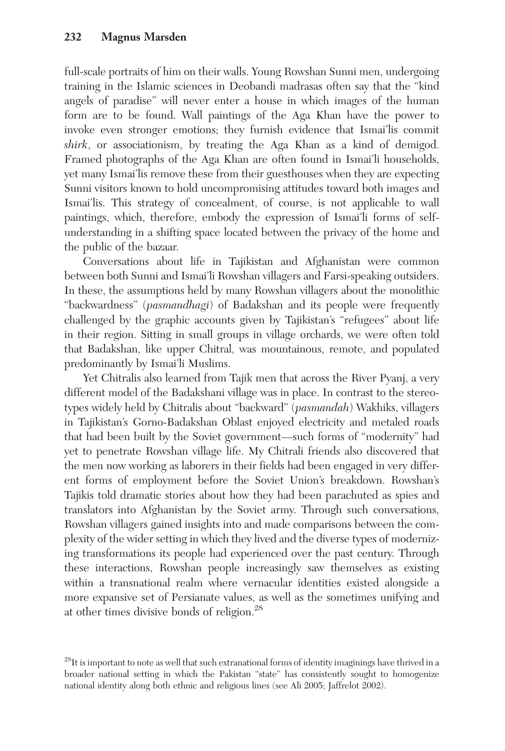full-scale portraits of him on their walls. Young Rowshan Sunni men, undergoing training in the Islamic sciences in Deobandi madrasas often say that the "kind angels of paradise" will never enter a house in which images of the human form are to be found. Wall paintings of the Aga Khan have the power to invoke even stronger emotions; they furnish evidence that Ismai'lis commit *shirk*, or associationism, by treating the Aga Khan as a kind of demigod. Framed photographs of the Aga Khan are often found in Ismai'li households, yet many Ismai'lis remove these from their guesthouses when they are expecting Sunni visitors known to hold uncompromising attitudes toward both images and Ismai'lis. This strategy of concealment, of course, is not applicable to wall paintings, which, therefore, embody the expression of Ismai'li forms of self-understanding in a shifting space located between the privacy of the home and the public of the bazaar.

Conversations about life in Tajikistan and Afghanistan were common between both Sunni and Ismai'li Rowshan villagers and Farsi-speaking outsiders. In these, the assumptions held by many Rowshan villagers about the monolithic "backwardness" (*pasmandhagi*) of Badakshan and its people were frequently challenged by the graphic accounts given by Tajikistan's "refugees" about life in their region. Sitting in small groups in village orchards, we were often told that Badakshan, like upper Chitral, was mountainous, remote, and populated predominantly by Ismai'li Muslims.

Yet Chitralis also learned from Tajik men that across the River Pyanj, a very different model of the Badakshani village was in place. In contrast to the stereotypes widely held by Chitralis about "backward" (*pasmandah*) Wakhiks, villagers in Tajikistan's Gorno-Badakshan Oblast enjoyed electricity and metaled roads that had been built by the Soviet government—such forms of "modernity" had yet to penetrate Rowshan village life. My Chitrali friends also discovered that the men now working as laborers in their fields had been engaged in very different forms of employment before the Soviet Union's breakdown. Rowshan's Tajikis told dramatic stories about how they had been parachuted as spies and translators into Afghanistan by the Soviet army. Through such conversations, Rowshan villagers gained insights into and made comparisons between the complexity of the wider setting in which they lived and the diverse types of modernizing transformations its people had experienced over the past century. Through these interactions, Rowshan people increasingly saw themselves as existing within a transnational realm where vernacular identities existed alongside a more expansive set of Persianate values, as well as the sometimes unifying and at other times divisive bonds of religion.[28]

[28]It is important to note as well that such extranational forms of identity imaginings have thrived in a broader national setting in which the Pakistan "state" has consistently sought to homogenize national identity along both ethnic and religious lines (see Ali 2005; Jaffrelot 2002).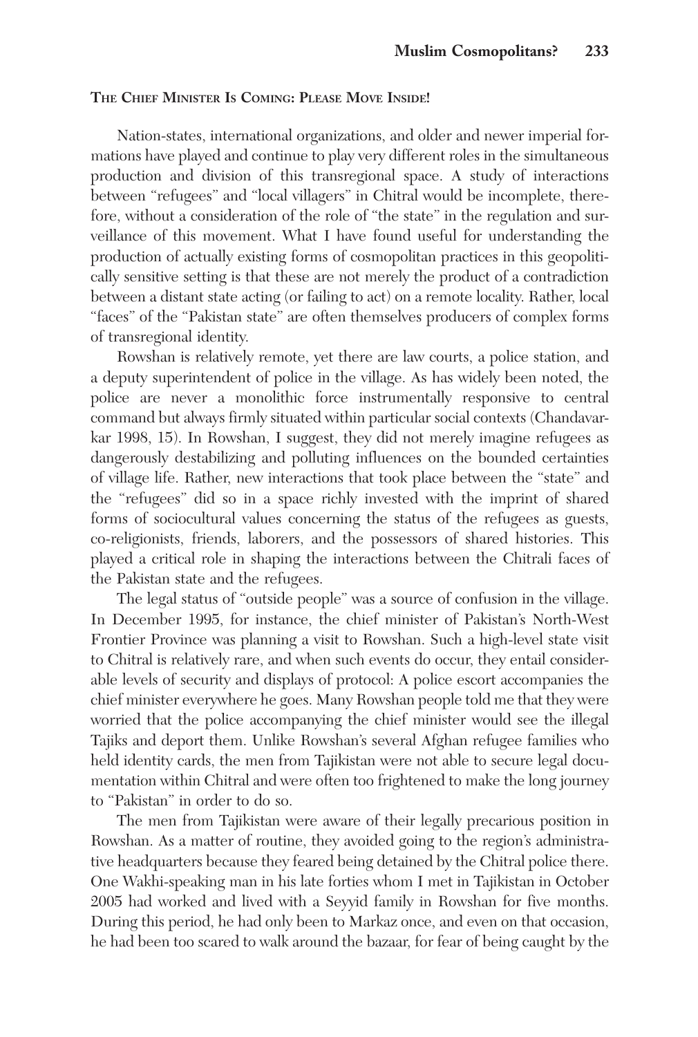### The Chief Minister Is Coming: Please Move Inside!

Nation-states, international organizations, and older and newer imperial formations have played and continue to play very different roles in the simultaneous production and division of this transregional space. A study of interactions between "refugees" and "local villagers" in Chitral would be incomplete, therefore, without a consideration of the role of "the state" in the regulation and surveillance of this movement. What I have found useful for understanding the production of actually existing forms of cosmopolitan practices in this geopolitically sensitive setting is that these are not merely the product of a contradiction between a distant state acting (or failing to act) on a remote locality. Rather, local "faces" of the "Pakistan state" are often themselves producers of complex forms of transregional identity.

Rowshan is relatively remote, yet there are law courts, a police station, and a deputy superintendent of police in the village. As has widely been noted, the police are never a monolithic force instrumentally responsive to central command but always firmly situated within particular social contexts (Chandavarkar 1998, 15). In Rowshan, I suggest, they did not merely imagine refugees as dangerously destabilizing and polluting influences on the bounded certainties of village life. Rather, new interactions that took place between the "state" and the "refugees" did so in a space richly invested with the imprint of shared forms of sociocultural values concerning the status of the refugees as guests, co-religionists, friends, laborers, and the possessors of shared histories. This played a critical role in shaping the interactions between the Chitrali faces of the Pakistan state and the refugees.

The legal status of "outside people" was a source of confusion in the village. In December 1995, for instance, the chief minister of Pakistan's North-West Frontier Province was planning a visit to Rowshan. Such a high-level state visit to Chitral is relatively rare, and when such events do occur, they entail considerable levels of security and displays of protocol: A police escort accompanies the chief minister everywhere he goes. Many Rowshan people told me that they were worried that the police accompanying the chief minister would see the illegal Tajiks and deport them. Unlike Rowshan's several Afghan refugee families who held identity cards, the men from Tajikistan were not able to secure legal documentation within Chitral and were often too frightened to make the long journey to "Pakistan" in order to do so.

The men from Tajikistan were aware of their legally precarious position in Rowshan. As a matter of routine, they avoided going to the region's administrative headquarters because they feared being detained by the Chitral police there. One Wakhi-speaking man in his late forties whom I met in Tajikistan in October 2005 had worked and lived with a Seyyid family in Rowshan for five months. During this period, he had only been to Markaz once, and even on that occasion, he had been too scared to walk around the bazaar, for fear of being caught by the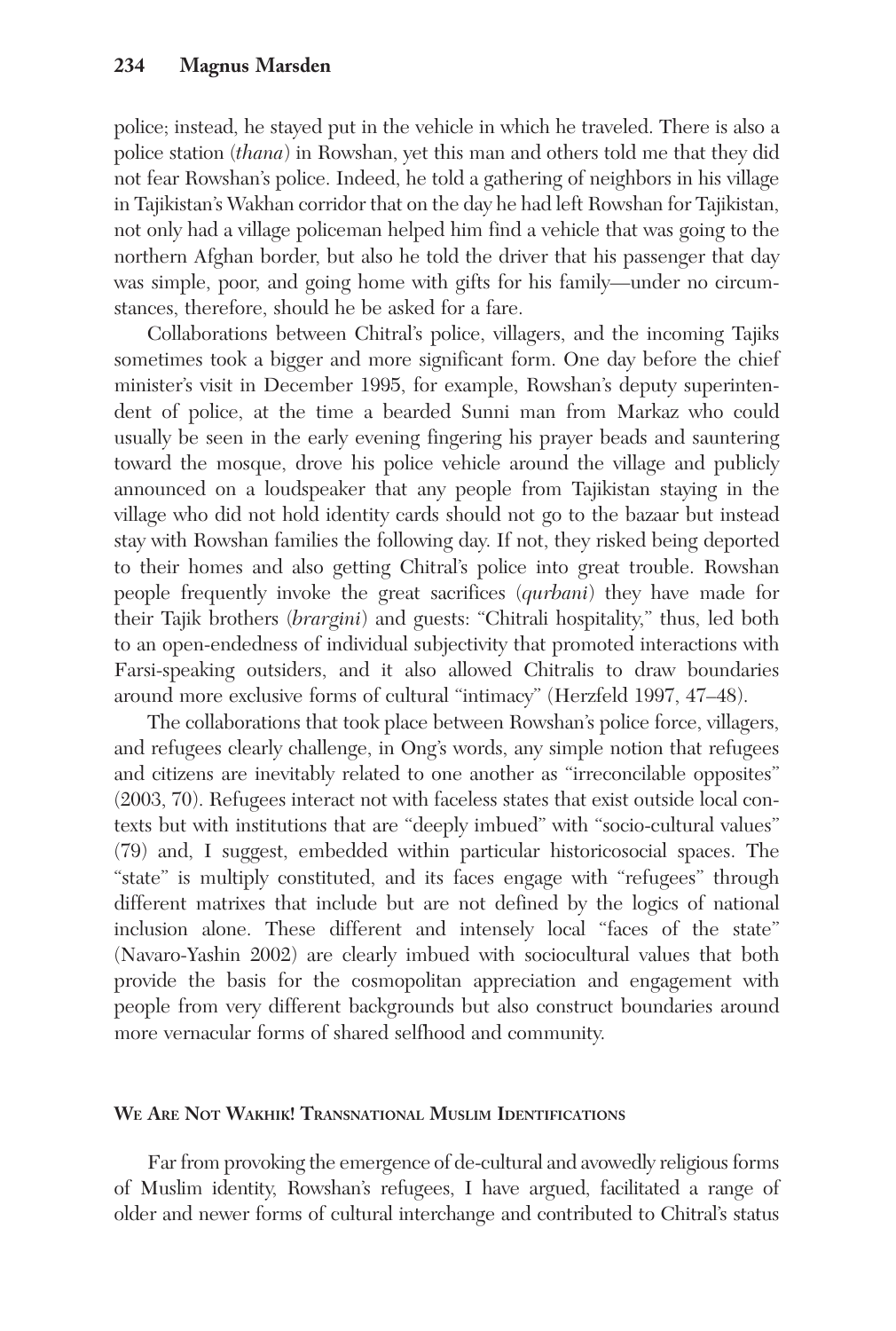police; instead, he stayed put in the vehicle in which he traveled. There is also a police station (*thana*) in Rowshan, yet this man and others told me that they did not fear Rowshan's police. Indeed, he told a gathering of neighbors in his village in Tajikistan's Wakhan corridor that on the day he had left Rowshan for Tajikistan, not only had a village policeman helped him find a vehicle that was going to the northern Afghan border, but also he told the driver that his passenger that day was simple, poor, and going home with gifts for his family—under no circumstances, therefore, should he be asked for a fare.

Collaborations between Chitral's police, villagers, and the incoming Tajiks sometimes took a bigger and more significant form. One day before the chief minister's visit in December 1995, for example, Rowshan's deputy superintendent of police, at the time a bearded Sunni man from Markaz who could usually be seen in the early evening fingering his prayer beads and sauntering toward the mosque, drove his police vehicle around the village and publicly announced on a loudspeaker that any people from Tajikistan staying in the village who did not hold identity cards should not go to the bazaar but instead stay with Rowshan families the following day. If not, they risked being deported to their homes and also getting Chitral's police into great trouble. Rowshan people frequently invoke the great sacrifices (*qurbani*) they have made for their Tajik brothers (*brargini*) and guests: "Chitrali hospitality," thus, led both to an open-endedness of individual subjectivity that promoted interactions with Farsi-speaking outsiders, and it also allowed Chitralis to draw boundaries around more exclusive forms of cultural "intimacy" (Herzfeld 1997, 47–48).

The collaborations that took place between Rowshan's police force, villagers, and refugees clearly challenge, in Ong's words, any simple notion that refugees and citizens are inevitably related to one another as "irreconcilable opposites" (2003, 70). Refugees interact not with faceless states that exist outside local contexts but with institutions that are "deeply imbued" with "socio-cultural values" (79) and, I suggest, embedded within particular historicosocial spaces. The "state" is multiply constituted, and its faces engage with "refugees" through different matrixes that include but are not defined by the logics of national inclusion alone. These different and intensely local "faces of the state" (Navaro-Yashin 2002) are clearly imbued with sociocultural values that both provide the basis for the cosmopolitan appreciation and engagement with people from very different backgrounds but also construct boundaries around more vernacular forms of shared selfhood and community.

## We Are Not Wakhik! Transnational Muslim Identifications

Far from provoking the emergence of de-cultural and avowedly religious forms of Muslim identity, Rowshan's refugees, I have argued, facilitated a range of older and newer forms of cultural interchange and contributed to Chitral's status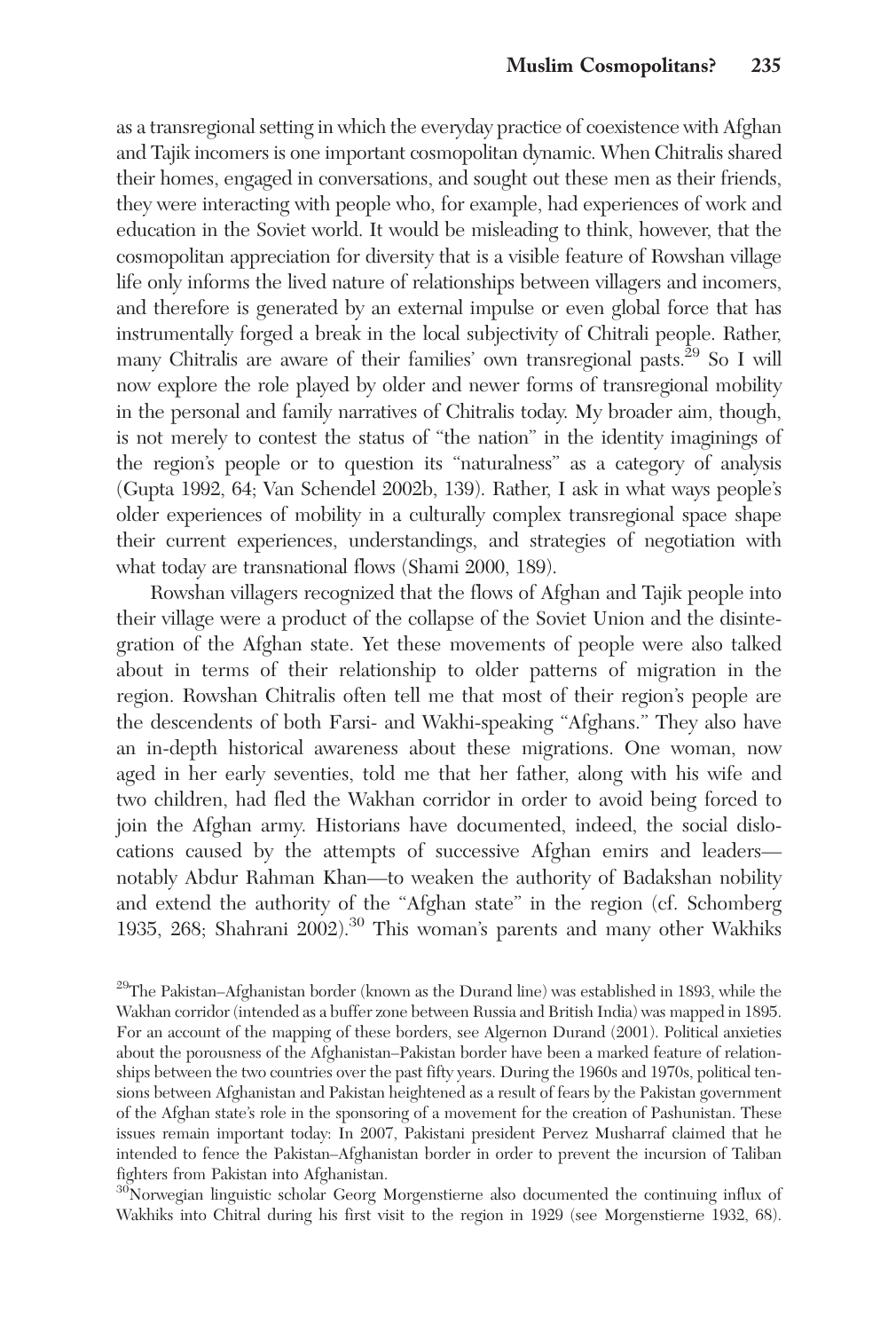as a transregional setting in which the everyday practice of coexistence with Afghan and Tajik incomers is one important cosmopolitan dynamic. When Chitralis shared their homes, engaged in conversations, and sought out these men as their friends, they were interacting with people who, for example, had experiences of work and education in the Soviet world. It would be misleading to think, however, that the cosmopolitan appreciation for diversity that is a visible feature of Rowshan village life only informs the lived nature of relationships between villagers and incomers, and therefore is generated by an external impulse or even global force that has instrumentally forged a break in the local subjectivity of Chitrali people. Rather, many Chitralis are aware of their families' own transregional pasts.[29] So I will now explore the role played by older and newer forms of transregional mobility in the personal and family narratives of Chitralis today. My broader aim, though, is not merely to contest the status of "the nation" in the identity imaginings of the region's people or to question its "naturalness" as a category of analysis (Gupta 1992, 64; Van Schendel 2002b, 139). Rather, I ask in what ways people's older experiences of mobility in a culturally complex transregional space shape their current experiences, understandings, and strategies of negotiation with what today are transnational flows (Shami 2000, 189).

Rowshan villagers recognized that the flows of Afghan and Tajik people into their village were a product of the collapse of the Soviet Union and the disintegration of the Afghan state. Yet these movements of people were also talked about in terms of their relationship to older patterns of migration in the region. Rowshan Chitralis often tell me that most of their region's people are the descendents of both Farsi- and Wakhi-speaking "Afghans." They also have an in-depth historical awareness about these migrations. One woman, now aged in her early seventies, told me that her father, along with his wife and two children, had fled the Wakhan corridor in order to avoid being forced to join the Afghan army. Historians have documented, indeed, the social dislocations caused by the attempts of successive Afghan emirs and leaders—notably Abdur Rahman Khan—to weaken the authority of Badakshan nobility and extend the authority of the "Afghan state" in the region (cf. Schomberg 1935, 268; Shahrani 2002).[30] This woman's parents and many other Wakhiks

[29]The Pakistan–Afghanistan border (known as the Durand line) was established in 1893, while the Wakhan corridor (intended as a buffer zone between Russia and British India) was mapped in 1895. For an account of the mapping of these borders, see Algernon Durand (2001). Political anxieties about the porousness of the Afghanistan–Pakistan border have been a marked feature of relationships between the two countries over the past fifty years. During the 1960s and 1970s, political tensions between Afghanistan and Pakistan heightened as a result of fears by the Pakistan government of the Afghan state's role in the sponsoring of a movement for the creation of Pashunistan. These issues remain important today: In 2007, Pakistani president Pervez Musharraf claimed that he intended to fence the Pakistan–Afghanistan border in order to prevent the incursion of Taliban fighters from Pakistan into Afghanistan.

[30]Norwegian linguistic scholar Georg Morgenstierne also documented the continuing influx of Wakhiks into Chitral during his first visit to the region in 1929 (see Morgenstierne 1932, 68).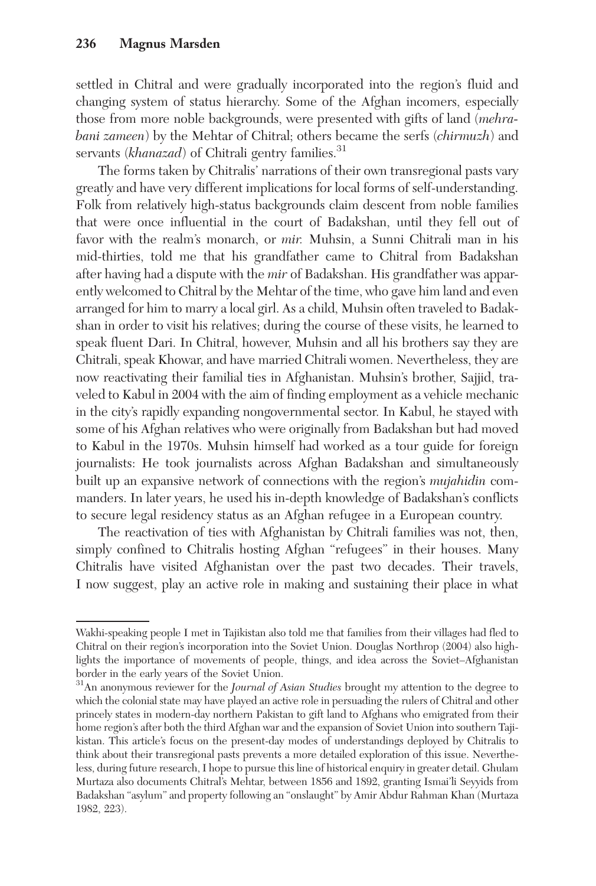settled in Chitral and were gradually incorporated into the region's fluid and changing system of status hierarchy. Some of the Afghan incomers, especially those from more noble backgrounds, were presented with gifts of land (*mehrabani zameen*) by the Mehtar of Chitral; others became the serfs (*chirmuzh*) and servants (*khanazad*) of Chitrali gentry families.[31]

The forms taken by Chitralis' narrations of their own transregional pasts vary greatly and have very different implications for local forms of self-understanding. Folk from relatively high-status backgrounds claim descent from noble families that were once influential in the court of Badakshan, until they fell out of favor with the realm's monarch, or *mir.* Muhsin, a Sunni Chitrali man in his mid-thirties, told me that his grandfather came to Chitral from Badakshan after having had a dispute with the *mir* of Badakshan. His grandfather was apparently welcomed to Chitral by the Mehtar of the time, who gave him land and even arranged for him to marry a local girl. As a child, Muhsin often traveled to Badakshan in order to visit his relatives; during the course of these visits, he learned to speak fluent Dari. In Chitral, however, Muhsin and all his brothers say they are Chitrali, speak Khowar, and have married Chitrali women. Nevertheless, they are now reactivating their familial ties in Afghanistan. Muhsin's brother, Sajjid, traveled to Kabul in 2004 with the aim of finding employment as a vehicle mechanic in the city's rapidly expanding nongovernmental sector. In Kabul, he stayed with some of his Afghan relatives who were originally from Badakshan but had moved to Kabul in the 1970s. Muhsin himself had worked as a tour guide for foreign journalists: He took journalists across Afghan Badakshan and simultaneously built up an expansive network of connections with the region's *mujahidin* commanders. In later years, he used his in-depth knowledge of Badakshan's conflicts to secure legal residency status as an Afghan refugee in a European country.

The reactivation of ties with Afghanistan by Chitrali families was not, then, simply confined to Chitralis hosting Afghan "refugees" in their houses. Many Chitralis have visited Afghanistan over the past two decades. Their travels, I now suggest, play an active role in making and sustaining their place in what

---

Wakhi-speaking people I met in Tajikistan also told me that families from their villages had fled to Chitral on their region's incorporation into the Soviet Union. Douglas Northrop (2004) also highlights the importance of movements of people, things, and idea across the Soviet–Afghanistan border in the early years of the Soviet Union.

[31]An anonymous reviewer for the *Journal of Asian Studies* brought my attention to the degree to which the colonial state may have played an active role in persuading the rulers of Chitral and other princely states in modern-day northern Pakistan to gift land to Afghans who emigrated from their home region's after both the third Afghan war and the expansion of Soviet Union into southern Tajikistan. This article's focus on the present-day modes of understandings deployed by Chitralis to think about their transregional pasts prevents a more detailed exploration of this issue. Nevertheless, during future research, I hope to pursue this line of historical enquiry in greater detail. Ghulam Murtaza also documents Chitral's Mehtar, between 1856 and 1892, granting Ismai'li Seyyids from Badakshan "asylum" and property following an "onslaught" by Amir Abdur Rahman Khan (Murtaza 1982, 223).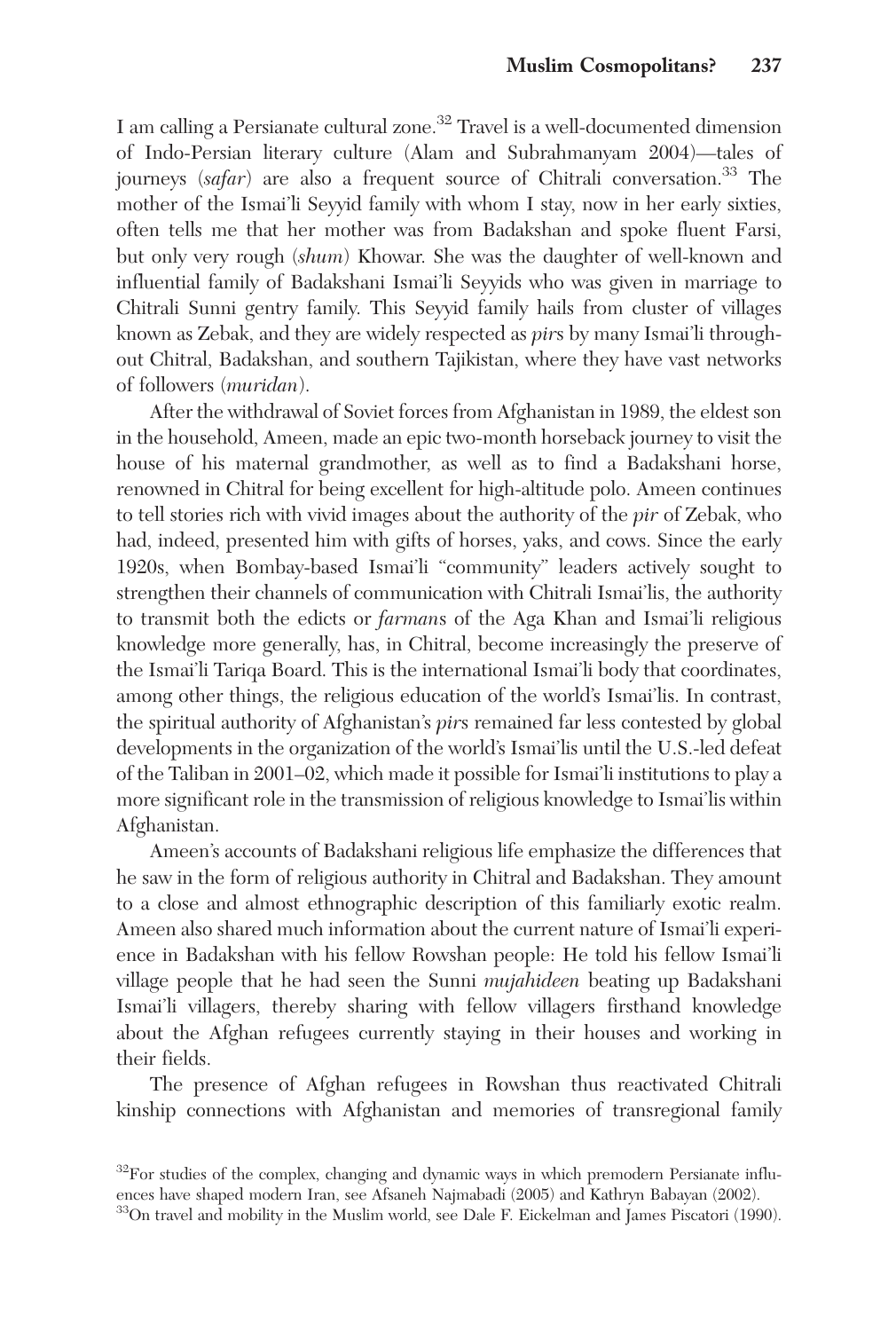I am calling a Persianate cultural zone.[32] Travel is a well-documented dimension of Indo-Persian literary culture (Alam and Subrahmanyam 2004)—tales of journeys (*safar*) are also a frequent source of Chitrali conversation.[33] The mother of the Ismai'li Seyyid family with whom I stay, now in her early sixties, often tells me that her mother was from Badakshan and spoke fluent Farsi, but only very rough (*shum*) Khowar. She was the daughter of well-known and influential family of Badakshani Ismai'li Seyyids who was given in marriage to Chitrali Sunni gentry family. This Seyyid family hails from cluster of villages known as Zebak, and they are widely respected as *pir*s by many Ismai'li throughout Chitral, Badakshan, and southern Tajikistan, where they have vast networks of followers (*muridan*).

After the withdrawal of Soviet forces from Afghanistan in 1989, the eldest son in the household, Ameen, made an epic two-month horseback journey to visit the house of his maternal grandmother, as well as to find a Badakshani horse, renowned in Chitral for being excellent for high-altitude polo. Ameen continues to tell stories rich with vivid images about the authority of the *pir* of Zebak, who had, indeed, presented him with gifts of horses, yaks, and cows. Since the early 1920s, when Bombay-based Ismai'li "community" leaders actively sought to strengthen their channels of communication with Chitrali Ismai'lis, the authority to transmit both the edicts or *farman*s of the Aga Khan and Ismai'li religious knowledge more generally, has, in Chitral, become increasingly the preserve of the Ismai'li Tariqa Board. This is the international Ismai'li body that coordinates, among other things, the religious education of the world's Ismai'lis. In contrast, the spiritual authority of Afghanistan's *pir*s remained far less contested by global developments in the organization of the world's Ismai'lis until the U.S.-led defeat of the Taliban in 2001–02, which made it possible for Ismai'li institutions to play a more significant role in the transmission of religious knowledge to Ismai'lis within Afghanistan.

Ameen's accounts of Badakshani religious life emphasize the differences that he saw in the form of religious authority in Chitral and Badakshan. They amount to a close and almost ethnographic description of this familiarly exotic realm. Ameen also shared much information about the current nature of Ismai'li experience in Badakshan with his fellow Rowshan people: He told his fellow Ismai'li village people that he had seen the Sunni *mujahideen* beating up Badakshani Ismai'li villagers, thereby sharing with fellow villagers firsthand knowledge about the Afghan refugees currently staying in their houses and working in their fields.

The presence of Afghan refugees in Rowshan thus reactivated Chitrali kinship connections with Afghanistan and memories of transregional family

[32] For studies of the complex, changing and dynamic ways in which premodern Persianate influences have shaped modern Iran, see Afsaneh Najmabadi (2005) and Kathryn Babayan (2002).

[33] On travel and mobility in the Muslim world, see Dale F. Eickelman and James Piscatori (1990).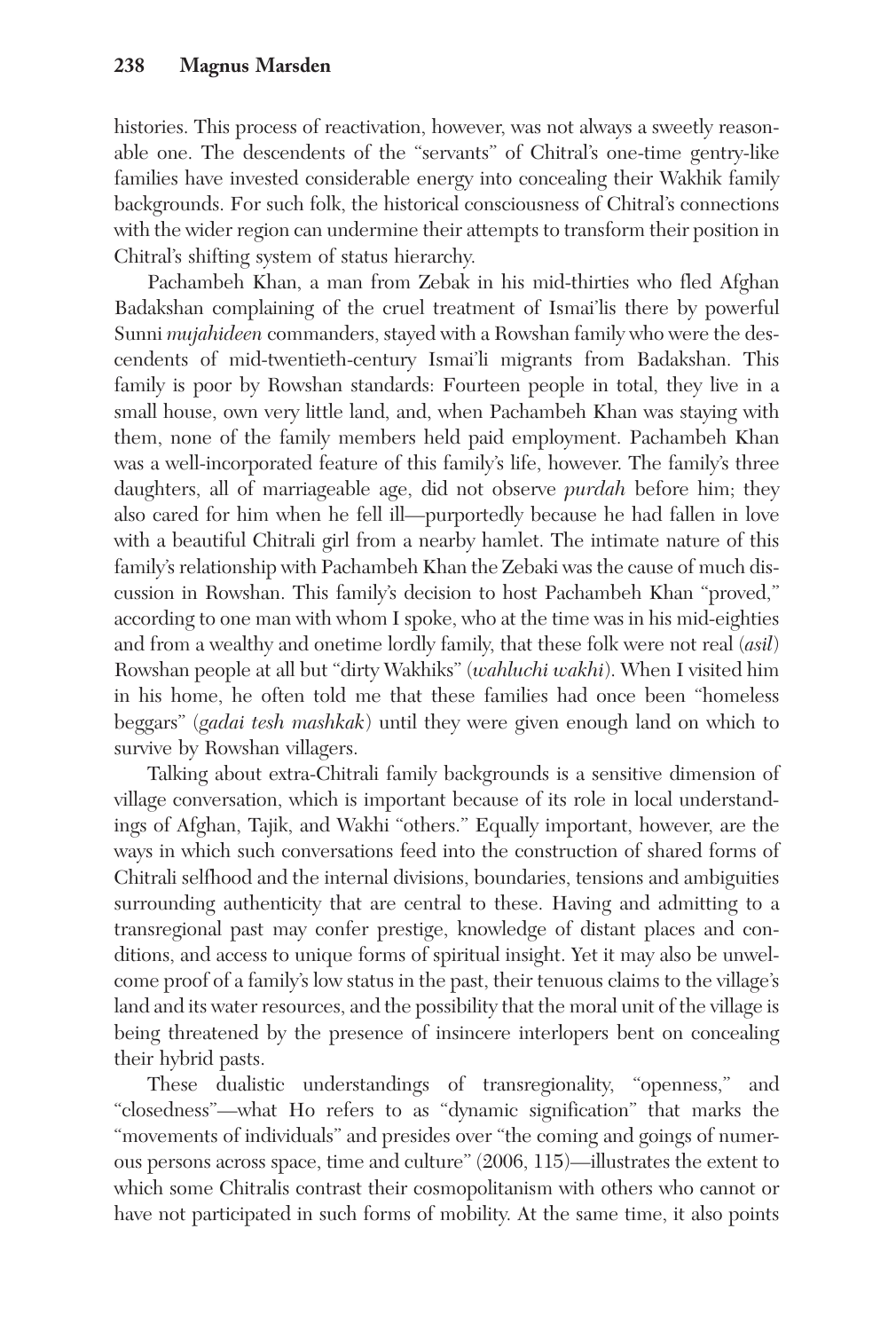histories. This process of reactivation, however, was not always a sweetly reasonable one. The descendents of the "servants" of Chitral's one-time gentry-like families have invested considerable energy into concealing their Wakhik family backgrounds. For such folk, the historical consciousness of Chitral's connections with the wider region can undermine their attempts to transform their position in Chitral's shifting system of status hierarchy.

Pachambeh Khan, a man from Zebak in his mid-thirties who fled Afghan Badakshan complaining of the cruel treatment of Ismai'lis there by powerful Sunni *mujahideen* commanders, stayed with a Rowshan family who were the descendents of mid-twentieth-century Ismai'li migrants from Badakshan. This family is poor by Rowshan standards: Fourteen people in total, they live in a small house, own very little land, and, when Pachambeh Khan was staying with them, none of the family members held paid employment. Pachambeh Khan was a well-incorporated feature of this family's life, however. The family's three daughters, all of marriageable age, did not observe *purdah* before him; they also cared for him when he fell ill—purportedly because he had fallen in love with a beautiful Chitrali girl from a nearby hamlet. The intimate nature of this family's relationship with Pachambeh Khan the Zebaki was the cause of much discussion in Rowshan. This family's decision to host Pachambeh Khan "proved," according to one man with whom I spoke, who at the time was in his mid-eighties and from a wealthy and onetime lordly family, that these folk were not real (*asil*) Rowshan people at all but "dirty Wakhiks" (*wahluchi wakhi*). When I visited him in his home, he often told me that these families had once been "homeless beggars" (*gadai tesh mashkak*) until they were given enough land on which to survive by Rowshan villagers.

Talking about extra-Chitrali family backgrounds is a sensitive dimension of village conversation, which is important because of its role in local understandings of Afghan, Tajik, and Wakhi "others." Equally important, however, are the ways in which such conversations feed into the construction of shared forms of Chitrali selfhood and the internal divisions, boundaries, tensions and ambiguities surrounding authenticity that are central to these. Having and admitting to a transregional past may confer prestige, knowledge of distant places and conditions, and access to unique forms of spiritual insight. Yet it may also be unwelcome proof of a family's low status in the past, their tenuous claims to the village's land and its water resources, and the possibility that the moral unit of the village is being threatened by the presence of insincere interlopers bent on concealing their hybrid pasts.

These dualistic understandings of transregionality, "openness," and "closedness"—what Ho refers to as "dynamic signification" that marks the "movements of individuals" and presides over "the coming and goings of numerous persons across space, time and culture" (2006, 115)—illustrates the extent to which some Chitralis contrast their cosmopolitanism with others who cannot or have not participated in such forms of mobility. At the same time, it also points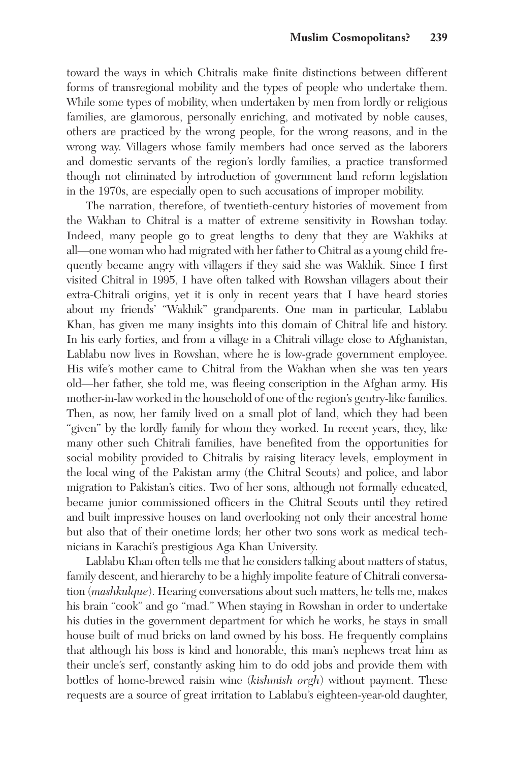toward the ways in which Chitralis make finite distinctions between different forms of transregional mobility and the types of people who undertake them. While some types of mobility, when undertaken by men from lordly or religious families, are glamorous, personally enriching, and motivated by noble causes, others are practiced by the wrong people, for the wrong reasons, and in the wrong way. Villagers whose family members had once served as the laborers and domestic servants of the region's lordly families, a practice transformed though not eliminated by introduction of government land reform legislation in the 1970s, are especially open to such accusations of improper mobility.

The narration, therefore, of twentieth-century histories of movement from the Wakhan to Chitral is a matter of extreme sensitivity in Rowshan today. Indeed, many people go to great lengths to deny that they are Wakhiks at all—one woman who had migrated with her father to Chitral as a young child frequently became angry with villagers if they said she was Wakhik. Since I first visited Chitral in 1995, I have often talked with Rowshan villagers about their extra-Chitrali origins, yet it is only in recent years that I have heard stories about my friends' "Wakhik" grandparents. One man in particular, Lablabu Khan, has given me many insights into this domain of Chitral life and history. In his early forties, and from a village in a Chitrali village close to Afghanistan, Lablabu now lives in Rowshan, where he is low-grade government employee. His wife's mother came to Chitral from the Wakhan when she was ten years old—her father, she told me, was fleeing conscription in the Afghan army. His mother-in-law worked in the household of one of the region's gentry-like families. Then, as now, her family lived on a small plot of land, which they had been "given" by the lordly family for whom they worked. In recent years, they, like many other such Chitrali families, have benefited from the opportunities for social mobility provided to Chitralis by raising literacy levels, employment in the local wing of the Pakistan army (the Chitral Scouts) and police, and labor migration to Pakistan's cities. Two of her sons, although not formally educated, became junior commissioned officers in the Chitral Scouts until they retired and built impressive houses on land overlooking not only their ancestral home but also that of their onetime lords; her other two sons work as medical technicians in Karachi's prestigious Aga Khan University.

Lablabu Khan often tells me that he considers talking about matters of status, family descent, and hierarchy to be a highly impolite feature of Chitrali conversation (*mashkulque*). Hearing conversations about such matters, he tells me, makes his brain "cook" and go "mad." When staying in Rowshan in order to undertake his duties in the government department for which he works, he stays in small house built of mud bricks on land owned by his boss. He frequently complains that although his boss is kind and honorable, this man's nephews treat him as their uncle's serf, constantly asking him to do odd jobs and provide them with bottles of home-brewed raisin wine (*kishmish orgh*) without payment. These requests are a source of great irritation to Lablabu's eighteen-year-old daughter,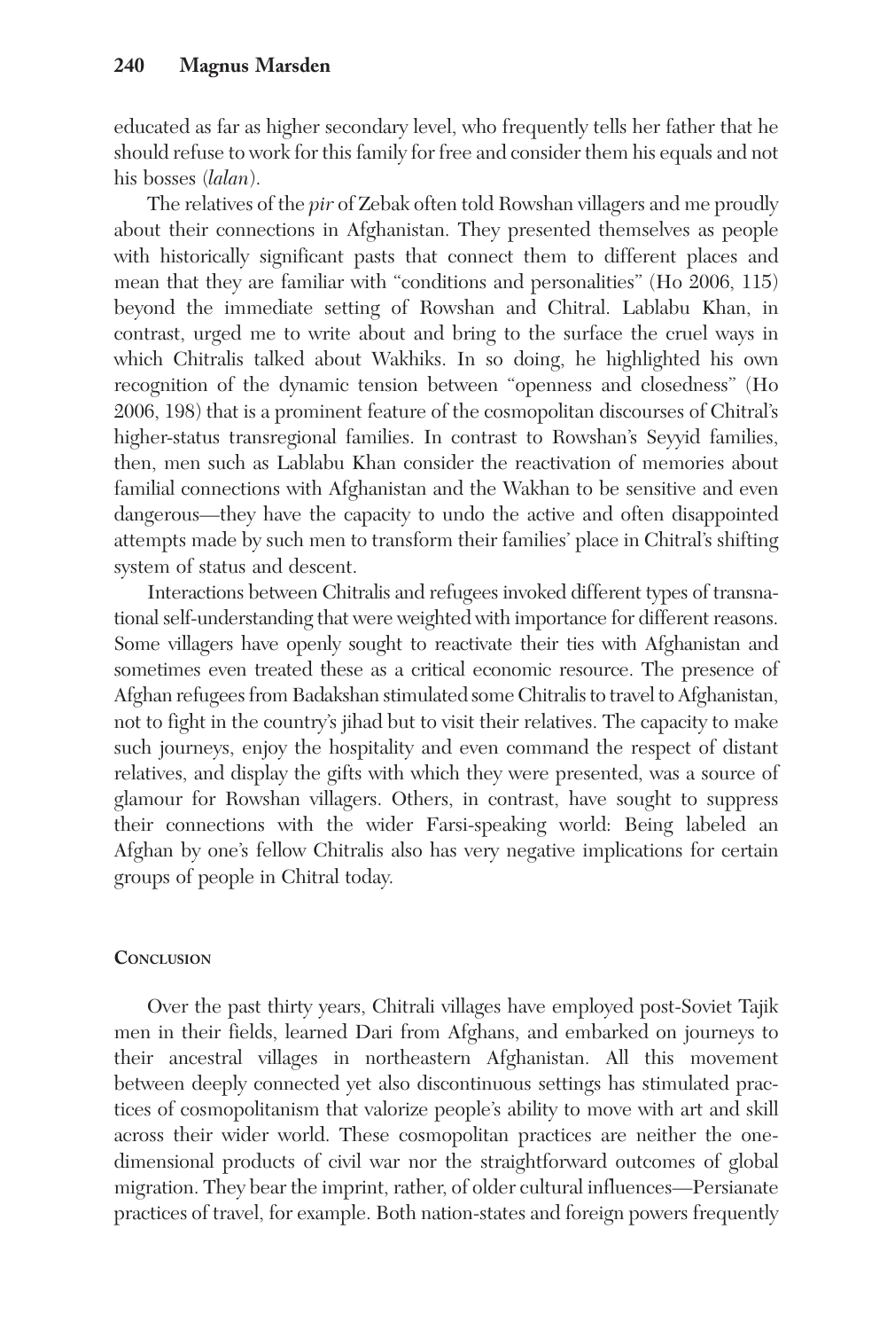educated as far as higher secondary level, who frequently tells her father that he should refuse to work for this family for free and consider them his equals and not his bosses (*lalan*).

The relatives of the *pir* of Zebak often told Rowshan villagers and me proudly about their connections in Afghanistan. They presented themselves as people with historically significant pasts that connect them to different places and mean that they are familiar with "conditions and personalities" (Ho 2006, 115) beyond the immediate setting of Rowshan and Chitral. Lablabu Khan, in contrast, urged me to write about and bring to the surface the cruel ways in which Chitralis talked about Wakhiks. In so doing, he highlighted his own recognition of the dynamic tension between "openness and closedness" (Ho 2006, 198) that is a prominent feature of the cosmopolitan discourses of Chitral's higher-status transregional families. In contrast to Rowshan's Seyyid families, then, men such as Lablabu Khan consider the reactivation of memories about familial connections with Afghanistan and the Wakhan to be sensitive and even dangerous—they have the capacity to undo the active and often disappointed attempts made by such men to transform their families' place in Chitral's shifting system of status and descent.

Interactions between Chitralis and refugees invoked different types of transnational self-understanding that were weighted with importance for different reasons. Some villagers have openly sought to reactivate their ties with Afghanistan and sometimes even treated these as a critical economic resource. The presence of Afghan refugees from Badakshan stimulated some Chitralis to travel to Afghanistan, not to fight in the country's jihad but to visit their relatives. The capacity to make such journeys, enjoy the hospitality and even command the respect of distant relatives, and display the gifts with which they were presented, was a source of glamour for Rowshan villagers. Others, in contrast, have sought to suppress their connections with the wider Farsi-speaking world: Being labeled an Afghan by one's fellow Chitralis also has very negative implications for certain groups of people in Chitral today.

## Conclusion

Over the past thirty years, Chitrali villages have employed post-Soviet Tajik men in their fields, learned Dari from Afghans, and embarked on journeys to their ancestral villages in northeastern Afghanistan. All this movement between deeply connected yet also discontinuous settings has stimulated practices of cosmopolitanism that valorize people's ability to move with art and skill across their wider world. These cosmopolitan practices are neither the one-dimensional products of civil war nor the straightforward outcomes of global migration. They bear the imprint, rather, of older cultural influences—Persianate practices of travel, for example. Both nation-states and foreign powers frequently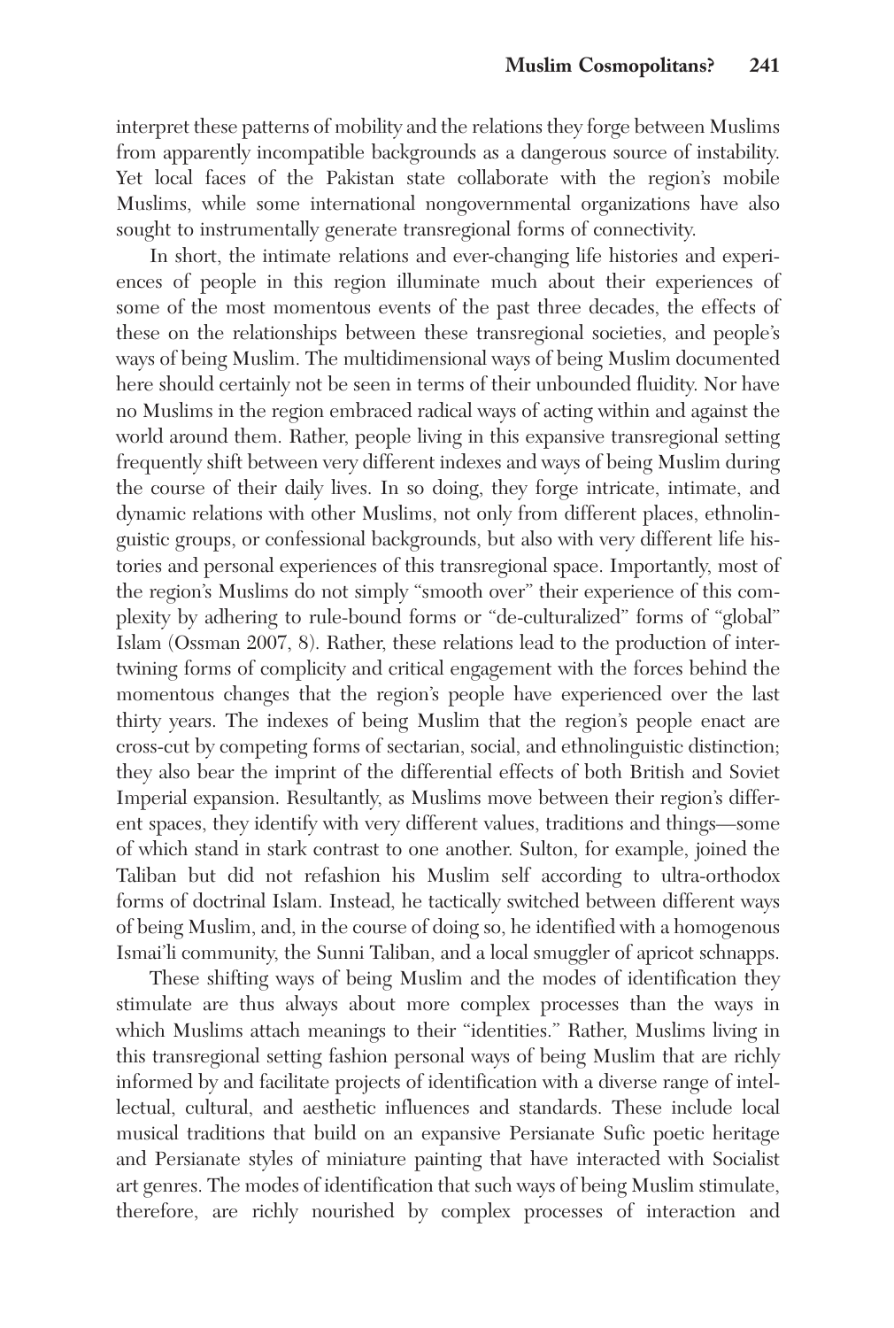interpret these patterns of mobility and the relations they forge between Muslims from apparently incompatible backgrounds as a dangerous source of instability. Yet local faces of the Pakistan state collaborate with the region's mobile Muslims, while some international nongovernmental organizations have also sought to instrumentally generate transregional forms of connectivity.

In short, the intimate relations and ever-changing life histories and experiences of people in this region illuminate much about their experiences of some of the most momentous events of the past three decades, the effects of these on the relationships between these transregional societies, and people's ways of being Muslim. The multidimensional ways of being Muslim documented here should certainly not be seen in terms of their unbounded fluidity. Nor have no Muslims in the region embraced radical ways of acting within and against the world around them. Rather, people living in this expansive transregional setting frequently shift between very different indexes and ways of being Muslim during the course of their daily lives. In so doing, they forge intricate, intimate, and dynamic relations with other Muslims, not only from different places, ethnolinguistic groups, or confessional backgrounds, but also with very different life histories and personal experiences of this transregional space. Importantly, most of the region's Muslims do not simply "smooth over" their experience of this complexity by adhering to rule-bound forms or "de-culturalized" forms of "global" Islam (Ossman 2007, 8). Rather, these relations lead to the production of intertwining forms of complicity and critical engagement with the forces behind the momentous changes that the region's people have experienced over the last thirty years. The indexes of being Muslim that the region's people enact are cross-cut by competing forms of sectarian, social, and ethnolinguistic distinction; they also bear the imprint of the differential effects of both British and Soviet Imperial expansion. Resultantly, as Muslims move between their region's different spaces, they identify with very different values, traditions and things—some of which stand in stark contrast to one another. Sulton, for example, joined the Taliban but did not refashion his Muslim self according to ultra-orthodox forms of doctrinal Islam. Instead, he tactically switched between different ways of being Muslim, and, in the course of doing so, he identified with a homogenous Ismai'li community, the Sunni Taliban, and a local smuggler of apricot schnapps.

These shifting ways of being Muslim and the modes of identification they stimulate are thus always about more complex processes than the ways in which Muslims attach meanings to their "identities." Rather, Muslims living in this transregional setting fashion personal ways of being Muslim that are richly informed by and facilitate projects of identification with a diverse range of intellectual, cultural, and aesthetic influences and standards. These include local musical traditions that build on an expansive Persianate Sufic poetic heritage and Persianate styles of miniature painting that have interacted with Socialist art genres. The modes of identification that such ways of being Muslim stimulate, therefore, are richly nourished by complex processes of interaction and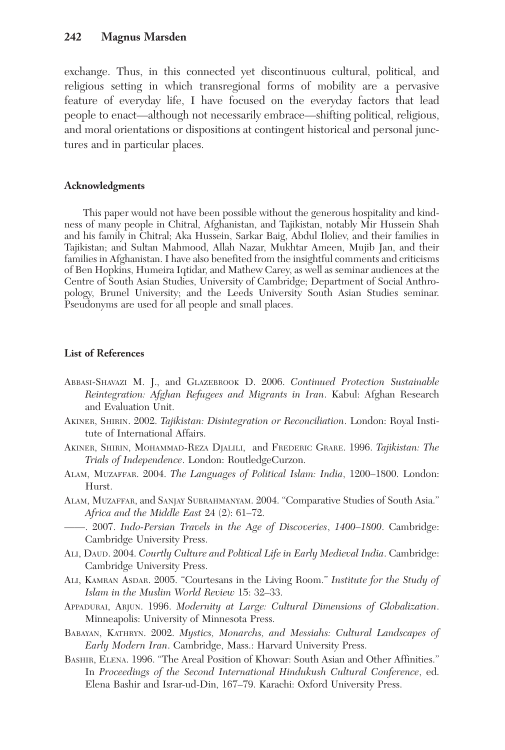exchange. Thus, in this connected yet discontinuous cultural, political, and religious setting in which transregional forms of mobility are a pervasive feature of everyday life, I have focused on the everyday factors that lead people to enact—although not necessarily embrace—shifting political, religious, and moral orientations or dispositions at contingent historical and personal junctures and in particular places.

#### Acknowledgments

This paper would not have been possible without the generous hospitality and kindness of many people in Chitral, Afghanistan, and Tajikistan, notably Mir Hussein Shah and his family in Chitral; Aka Hussein, Sarkar Baig, Abdul Iloliev, and their families in Tajikistan; and Sultan Mahmood, Allah Nazar, Mukhtar Ameen, Mujib Jan, and their families in Afghanistan. I have also benefited from the insightful comments and criticisms of Ben Hopkins, Humeira Iqtidar, and Mathew Carey, as well as seminar audiences at the Centre of South Asian Studies, University of Cambridge; Department of Social Anthropology, Brunel University; and the Leeds University South Asian Studies seminar. Pseudonyms are used for all people and small places.

#### List of References

Abbasi-Shavazi M. J., and Glazebrook D. 2006. *Continued Protection Sustainable Reintegration: Afghan Refugees and Migrants in Iran*. Kabul: Afghan Research and Evaluation Unit.

Akiner, Shirin. 2002. *Tajikistan: Disintegration or Reconciliation*. London: Royal Institute of International Affairs.

Akiner, Shirin, Mohammad-Reza Djalili, and Frederic Grare. 1996. *Tajikistan: The Trials of Independence*. London: RoutledgeCurzon.

Alam, Muzaffar. 2004. *The Languages of Political Islam: India*, 1200–1800. London: Hurst.

Alam, Muzaffar, and Sanjay Subrahmanyam. 2004. "Comparative Studies of South Asia." *Africa and the Middle East* 24 (2): 61–72.

——. 2007. *Indo-Persian Travels in the Age of Discoveries*, *1400–1800*. Cambridge: Cambridge University Press.

Ali, Daud. 2004. *Courtly Culture and Political Life in Early Medieval India*. Cambridge: Cambridge University Press.

Ali, Kamran Asdar. 2005. "Courtesans in the Living Room." *Institute for the Study of Islam in the Muslim World Review* 15: 32–33.

Appadurai, Arjun. 1996. *Modernity at Large: Cultural Dimensions of Globalization*. Minneapolis: University of Minnesota Press.

Babayan, Kathryn. 2002. *Mystics, Monarchs, and Messiahs: Cultural Landscapes of Early Modern Iran*. Cambridge, Mass.: Harvard University Press.

Bashir, Elena. 1996. "The Areal Position of Khowar: South Asian and Other Affinities." In *Proceedings of the Second International Hindukush Cultural Conference*, ed. Elena Bashir and Israr-ud-Din, 167–79. Karachi: Oxford University Press.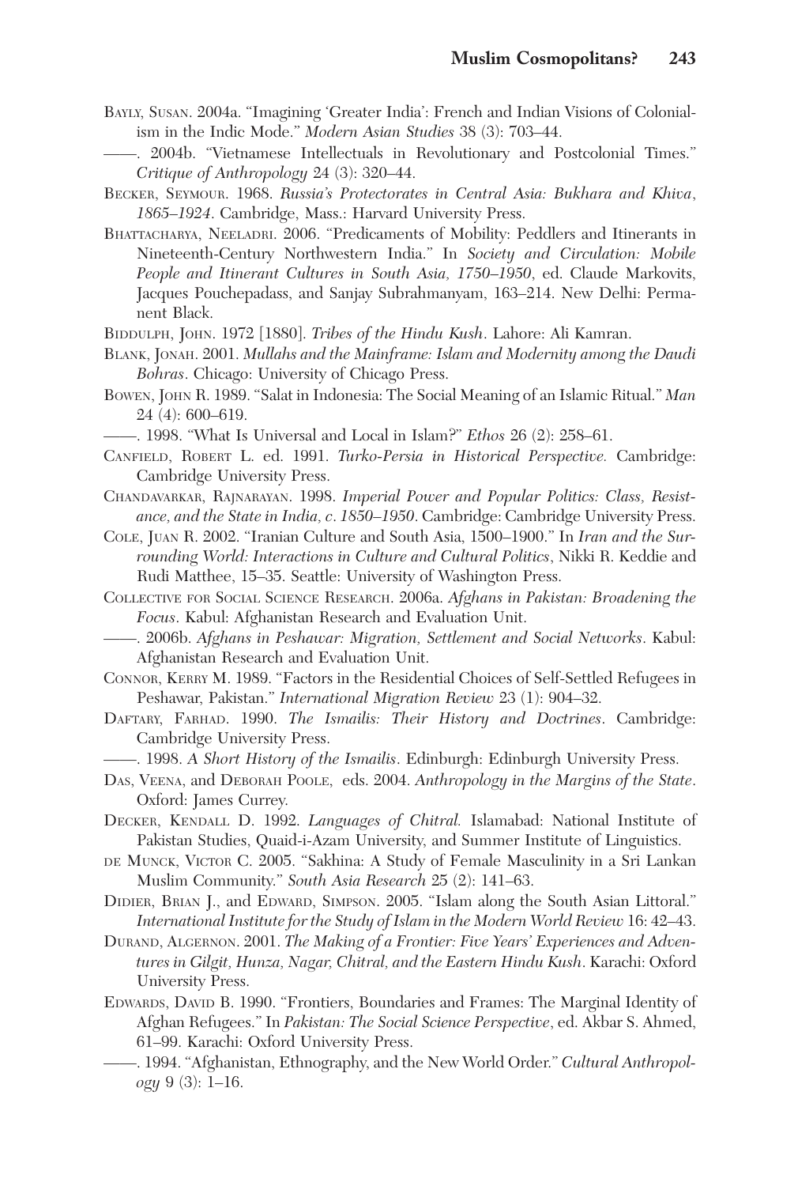Bayly, Susan. 2004a. "Imagining 'Greater India': French and Indian Visions of Colonialism in the Indic Mode." *Modern Asian Studies* 38 (3): 703–44.

——. 2004b. "Vietnamese Intellectuals in Revolutionary and Postcolonial Times." *Critique of Anthropology* 24 (3): 320–44.

Becker, Seymour. 1968. *Russia's Protectorates in Central Asia: Bukhara and Khiva, 1865–1924*. Cambridge, Mass.: Harvard University Press.

Bhattacharya, Neeladri. 2006. "Predicaments of Mobility: Peddlers and Itinerants in Nineteenth-Century Northwestern India." In *Society and Circulation: Mobile People and Itinerant Cultures in South Asia, 1750–1950*, ed. Claude Markovits, Jacques Pouchepadass, and Sanjay Subrahmanyam, 163–214. New Delhi: Permanent Black.

Biddulph, John. 1972 [1880]. *Tribes of the Hindu Kush*. Lahore: Ali Kamran.

Blank, Jonah. 2001. *Mullahs and the Mainframe: Islam and Modernity among the Daudi Bohras*. Chicago: University of Chicago Press.

Bowen, John R. 1989. "Salat in Indonesia: The Social Meaning of an Islamic Ritual." *Man* 24 (4): 600–619.

——. 1998. "What Is Universal and Local in Islam?" *Ethos* 26 (2): 258–61.

Canfield, Robert L. ed. 1991. *Turko-Persia in Historical Perspective.* Cambridge: Cambridge University Press.

Chandavarkar, Rajnarayan. 1998. *Imperial Power and Popular Politics: Class, Resistance, and the State in India, c. 1850–1950*. Cambridge: Cambridge University Press.

Cole, Juan R. 2002. "Iranian Culture and South Asia, 1500–1900." In *Iran and the Surrounding World: Interactions in Culture and Cultural Politics*, Nikki R. Keddie and Rudi Matthee, 15–35. Seattle: University of Washington Press.

Collective for Social Science Research. 2006a. *Afghans in Pakistan: Broadening the Focus*. Kabul: Afghanistan Research and Evaluation Unit.

——. 2006b. *Afghans in Peshawar: Migration, Settlement and Social Networks*. Kabul: Afghanistan Research and Evaluation Unit.

Connor, Kerry M. 1989. "Factors in the Residential Choices of Self-Settled Refugees in Peshawar, Pakistan." *International Migration Review* 23 (1): 904–32.

Daftary, Farhad. 1990. *The Ismailis: Their History and Doctrines*. Cambridge: Cambridge University Press.

——. 1998. *A Short History of the Ismailis*. Edinburgh: Edinburgh University Press.

Das, Veena, and Deborah Poole, eds. 2004. *Anthropology in the Margins of the State*. Oxford: James Currey.

Decker, Kendall D. 1992. *Languages of Chitral.* Islamabad: National Institute of Pakistan Studies, Quaid-i-Azam University, and Summer Institute of Linguistics.

de Munck, Victor C. 2005. "Sakhina: A Study of Female Masculinity in a Sri Lankan Muslim Community." *South Asia Research* 25 (2): 141–63.

Didier, Brian J., and Edward, Simpson. 2005. "Islam along the South Asian Littoral." *International Institute for the Study of Islam in the Modern World Review* 16: 42–43.

Durand, Algernon. 2001. *The Making of a Frontier: Five Years' Experiences and Adventures in Gilgit, Hunza, Nagar, Chitral, and the Eastern Hindu Kush*. Karachi: Oxford University Press.

Edwards, David B. 1990. "Frontiers, Boundaries and Frames: The Marginal Identity of Afghan Refugees." In *Pakistan: The Social Science Perspective*, ed. Akbar S. Ahmed, 61–99. Karachi: Oxford University Press.

——. 1994. "Afghanistan, Ethnography, and the New World Order." *Cultural Anthropology* 9 (3): 1–16.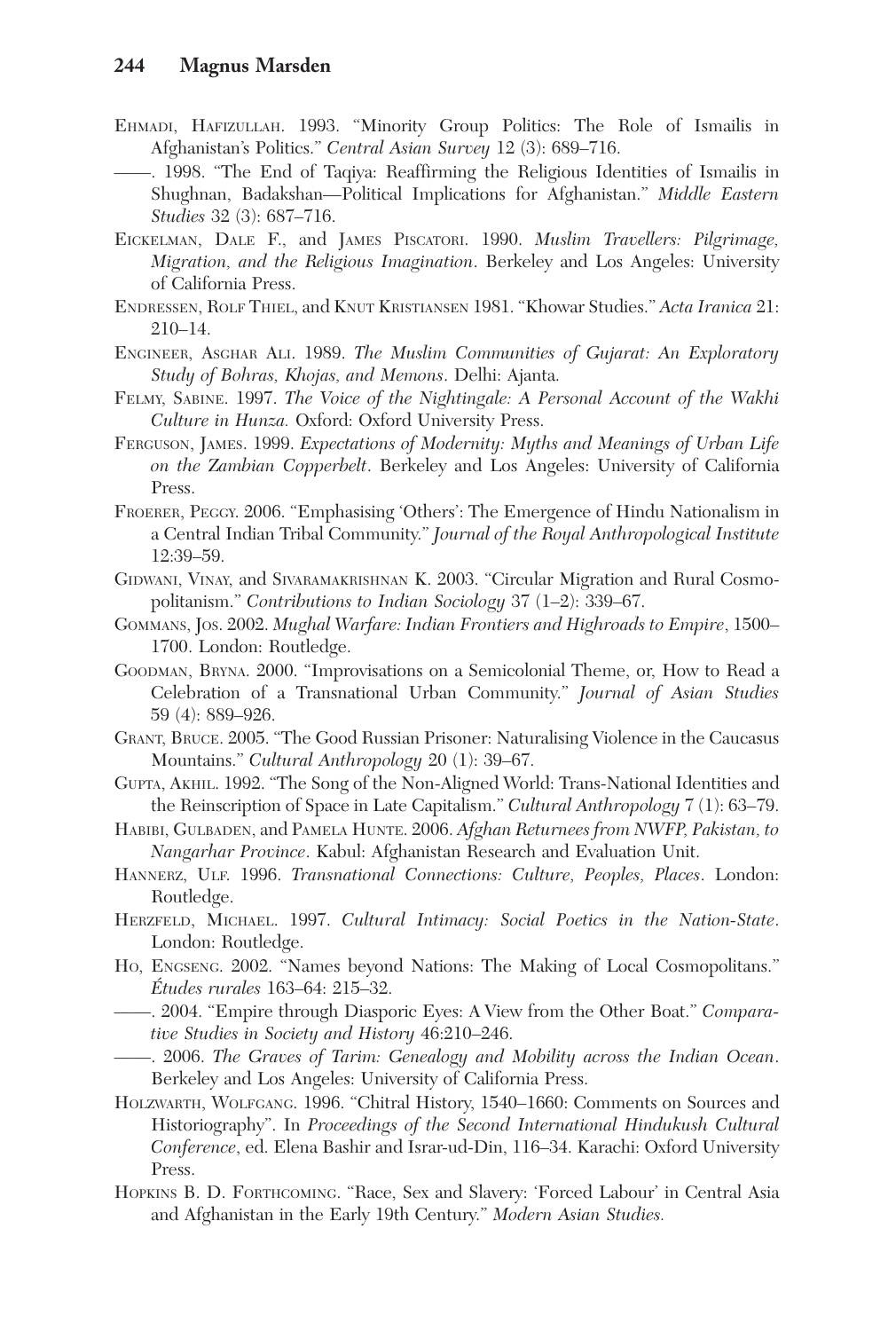Ehmadi, Hafizullah. 1993. "Minority Group Politics: The Role of Ismailis in Afghanistan's Politics." *Central Asian Survey* 12 (3): 689–716.

——. 1998. "The End of Taqiya: Reaffirming the Religious Identities of Ismailis in Shughnan, Badakshan—Political Implications for Afghanistan." *Middle Eastern Studies* 32 (3): 687–716.

Eickelman, Dale F., and James Piscatori. 1990. *Muslim Travellers: Pilgrimage, Migration, and the Religious Imagination*. Berkeley and Los Angeles: University of California Press.

Endressen, Rolf Thiel, and Knut Kristiansen 1981. "Khowar Studies." *Acta Iranica* 21: 210–14.

Engineer, Asghar Ali. 1989. *The Muslim Communities of Gujarat: An Exploratory Study of Bohras, Khojas, and Memons*. Delhi: Ajanta.

Felmy, Sabine. 1997. *The Voice of the Nightingale: A Personal Account of the Wakhi Culture in Hunza.* Oxford: Oxford University Press.

Ferguson, James. 1999. *Expectations of Modernity: Myths and Meanings of Urban Life on the Zambian Copperbelt*. Berkeley and Los Angeles: University of California Press.

Froerer, Peggy. 2006. "Emphasising 'Others': The Emergence of Hindu Nationalism in a Central Indian Tribal Community." *Journal of the Royal Anthropological Institute* 12:39–59.

Gidwani, Vinay, and Sivaramakrishnan K. 2003. "Circular Migration and Rural Cosmopolitanism." *Contributions to Indian Sociology* 37 (1–2): 339–67.

Gommans, Jos. 2002. *Mughal Warfare: Indian Frontiers and Highroads to Empire*, 1500–1700. London: Routledge.

Goodman, Bryna. 2000. "Improvisations on a Semicolonial Theme, or, How to Read a Celebration of a Transnational Urban Community." *Journal of Asian Studies* 59 (4): 889–926.

Grant, Bruce. 2005. "The Good Russian Prisoner: Naturalising Violence in the Caucasus Mountains." *Cultural Anthropology* 20 (1): 39–67.

Gupta, Akhil. 1992. "The Song of the Non-Aligned World: Trans-National Identities and the Reinscription of Space in Late Capitalism." *Cultural Anthropology* 7 (1): 63–79.

Habibi, Gulbaden, and Pamela Hunte. 2006. *Afghan Returnees from NWFP, Pakistan, to Nangarhar Province*. Kabul: Afghanistan Research and Evaluation Unit.

Hannerz, Ulf. 1996. *Transnational Connections: Culture, Peoples, Places*. London: Routledge.

Herzfeld, Michael. 1997. *Cultural Intimacy: Social Poetics in the Nation-State*. London: Routledge.

Ho, Engseng. 2002. "Names beyond Nations: The Making of Local Cosmopolitans." *Études rurales* 163–64: 215–32.

——. 2004. "Empire through Diasporic Eyes: A View from the Other Boat." *Comparative Studies in Society and History* 46:210–246.

——. 2006. *The Graves of Tarim: Genealogy and Mobility across the Indian Ocean*. Berkeley and Los Angeles: University of California Press.

Holzwarth, Wolfgang. 1996. "Chitral History, 1540–1660: Comments on Sources and Historiography". In *Proceedings of the Second International Hindukush Cultural Conference*, ed. Elena Bashir and Israr-ud-Din, 116–34. Karachi: Oxford University Press.

Hopkins B. D. Forthcoming. "Race, Sex and Slavery: 'Forced Labour' in Central Asia and Afghanistan in the Early 19th Century." *Modern Asian Studies.*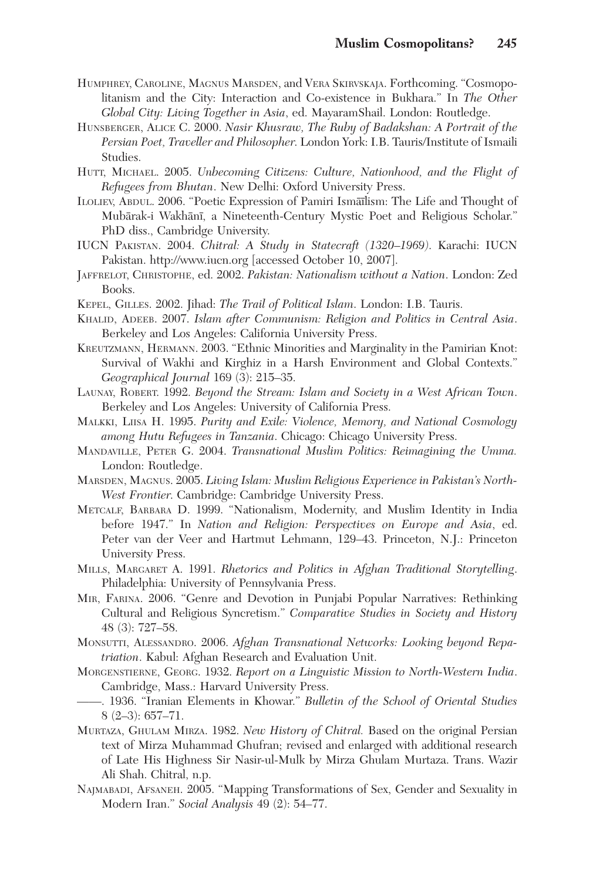Humphrey, Caroline, Magnus Marsden, and Vera Skirvskaja. Forthcoming. "Cosmopolitanism and the City: Interaction and Co-existence in Bukhara." In *The Other Global City: Living Together in Asia*, ed. MayaramShail. London: Routledge.

Hunsberger, Alice C. 2000. *Nasir Khusraw, The Ruby of Badakshan: A Portrait of the Persian Poet, Traveller and Philosopher*. London York: I.B. Tauris/Institute of Ismaili Studies.

Hutt, Michael. 2005. *Unbecoming Citizens: Culture, Nationhood, and the Flight of Refugees from Bhutan*. New Delhi: Oxford University Press.

Iloliev, Abdul. 2006. "Poetic Expression of Pamiri Ismā̄īlism: The Life and Thought of Mubārak-i Wakhānī, a Nineteenth-Century Mystic Poet and Religious Scholar." PhD diss., Cambridge University.

IUCN Pakistan. 2004. *Chitral: A Study in Statecraft (1320–1969)*. Karachi: IUCN Pakistan. http://www.iucn.org [accessed October 10, 2007].

Jaffrelot, Christophe, ed. 2002. *Pakistan: Nationalism without a Nation*. London: Zed Books.

Kepel, Gilles. 2002. Jihad: *The Trail of Political Islam*. London: I.B. Tauris.

Khalid, Adeeb. 2007. *Islam after Communism: Religion and Politics in Central Asia*. Berkeley and Los Angeles: California University Press.

Kreutzmann, Hermann. 2003. "Ethnic Minorities and Marginality in the Pamirian Knot: Survival of Wakhi and Kirghiz in a Harsh Environment and Global Contexts." *Geographical Journal* 169 (3): 215–35.

Launay, Robert. 1992. *Beyond the Stream: Islam and Society in a West African Town*. Berkeley and Los Angeles: University of California Press.

Malkki, Liisa H. 1995. *Purity and Exile: Violence, Memory, and National Cosmology among Hutu Refugees in Tanzania*. Chicago: Chicago University Press.

Mandaville, Peter G. 2004. *Transnational Muslim Politics: Reimagining the Umma.* London: Routledge.

Marsden, Magnus. 2005. *Living Islam: Muslim Religious Experience in Pakistan's North-West Frontier.* Cambridge: Cambridge University Press.

Metcalf, Barbara D. 1999. "Nationalism, Modernity, and Muslim Identity in India before 1947." In *Nation and Religion: Perspectives on Europe and Asia*, ed. Peter van der Veer and Hartmut Lehmann, 129–43. Princeton, N.J.: Princeton University Press.

Mills, Margaret A. 1991. *Rhetorics and Politics in Afghan Traditional Storytelling*. Philadelphia: University of Pennsylvania Press.

Mir, Farina. 2006. "Genre and Devotion in Punjabi Popular Narratives: Rethinking Cultural and Religious Syncretism." *Comparative Studies in Society and History* 48 (3): 727–58.

Monsutti, Alessandro. 2006. *Afghan Transnational Networks: Looking beyond Repatriation*. Kabul: Afghan Research and Evaluation Unit.

Morgenstierne, Georg. 1932. *Report on a Linguistic Mission to North-Western India*. Cambridge, Mass.: Harvard University Press.

——. 1936. "Iranian Elements in Khowar." *Bulletin of the School of Oriental Studies* 8 (2–3): 657–71.

Murtaza, Ghulam Mirza. 1982. *New History of Chitral.* Based on the original Persian text of Mirza Muhammad Ghufran; revised and enlarged with additional research of Late His Highness Sir Nasir-ul-Mulk by Mirza Ghulam Murtaza. Trans. Wazir Ali Shah. Chitral, n.p.

Najmabadi, Afsaneh. 2005. "Mapping Transformations of Sex, Gender and Sexuality in Modern Iran." *Social Analysis* 49 (2): 54–77.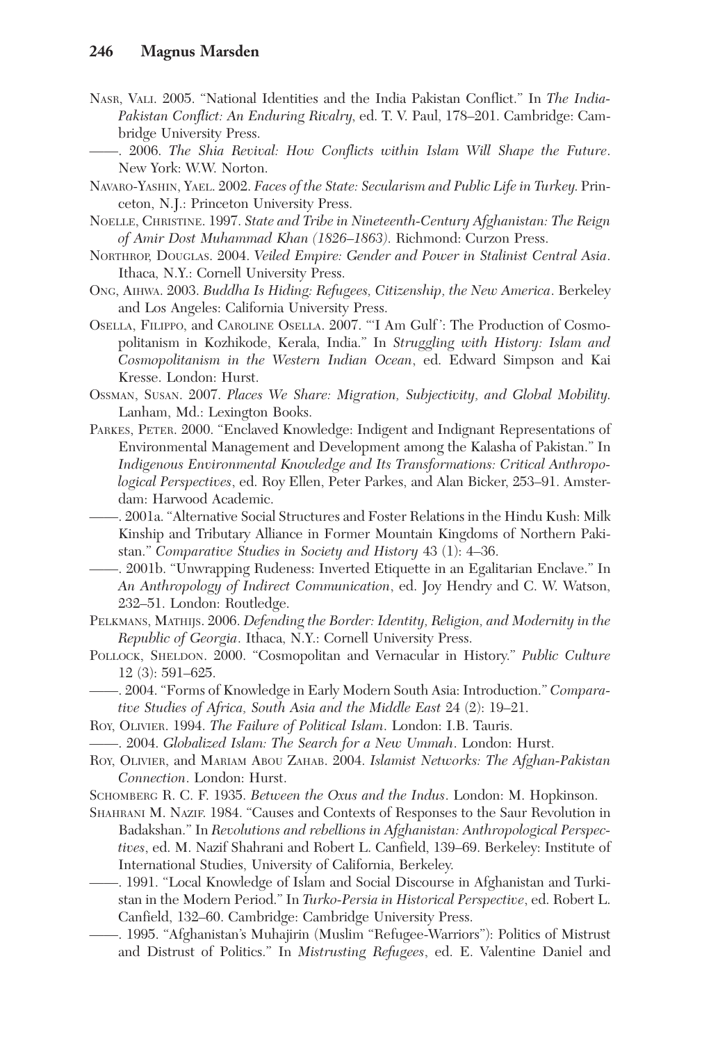Nasr, Vali. 2005. "National Identities and the India Pakistan Conflict." In *The India-Pakistan Conflict: An Enduring Rivalry*, ed. T. V. Paul, 178–201. Cambridge: Cambridge University Press.

——. 2006. *The Shia Revival: How Conflicts within Islam Will Shape the Future*. New York: W.W. Norton.

Navaro-Yashin, Yael. 2002. *Faces of the State: Secularism and Public Life in Turkey.* Princeton, N.J.: Princeton University Press.

Noelle, Christine. 1997. *State and Tribe in Nineteenth-Century Afghanistan: The Reign of Amir Dost Muhammad Khan (1826–1863).* Richmond: Curzon Press.

Northrop, Douglas. 2004. *Veiled Empire: Gender and Power in Stalinist Central Asia*. Ithaca, N.Y.: Cornell University Press.

Ong, Aihwa. 2003. *Buddha Is Hiding: Refugees, Citizenship, the New America*. Berkeley and Los Angeles: California University Press.

Osella, Filippo, and Caroline Osella. 2007. "'I Am Gulf': The Production of Cosmopolitanism in Kozhikode, Kerala, India." In *Struggling with History: Islam and Cosmopolitanism in the Western Indian Ocean*, ed. Edward Simpson and Kai Kresse. London: Hurst.

Ossman, Susan. 2007. *Places We Share: Migration, Subjectivity, and Global Mobility.* Lanham, Md.: Lexington Books.

Parkes, Peter. 2000. "Enclaved Knowledge: Indigent and Indignant Representations of Environmental Management and Development among the Kalasha of Pakistan." In *Indigenous Environmental Knowledge and Its Transformations: Critical Anthropological Perspectives*, ed. Roy Ellen, Peter Parkes, and Alan Bicker, 253–91. Amsterdam: Harwood Academic.

——. 2001a. "Alternative Social Structures and Foster Relations in the Hindu Kush: Milk Kinship and Tributary Alliance in Former Mountain Kingdoms of Northern Pakistan." *Comparative Studies in Society and History* 43 (1): 4–36.

——. 2001b. "Unwrapping Rudeness: Inverted Etiquette in an Egalitarian Enclave." In *An Anthropology of Indirect Communication*, ed. Joy Hendry and C. W. Watson, 232–51. London: Routledge.

Pelkmans, Mathijs. 2006. *Defending the Border: Identity, Religion, and Modernity in the Republic of Georgia*. Ithaca, N.Y.: Cornell University Press.

Pollock, Sheldon. 2000. "Cosmopolitan and Vernacular in History." *Public Culture* 12 (3): 591–625.

——. 2004. "Forms of Knowledge in Early Modern South Asia: Introduction." *Comparative Studies of Africa, South Asia and the Middle East* 24 (2): 19–21.

Roy, Olivier. 1994. *The Failure of Political Islam*. London: I.B. Tauris.

——. 2004. *Globalized Islam: The Search for a New Ummah*. London: Hurst.

Roy, Olivier, and Mariam Abou Zahab. 2004. *Islamist Networks: The Afghan-Pakistan Connection*. London: Hurst.

Schomberg R. C. F. 1935. *Between the Oxus and the Indus*. London: M. Hopkinson.

Shahrani M. Nazif. 1984. "Causes and Contexts of Responses to the Saur Revolution in Badakshan." In *Revolutions and rebellions in Afghanistan: Anthropological Perspectives*, ed. M. Nazif Shahrani and Robert L. Canfield, 139–69. Berkeley: Institute of International Studies, University of California, Berkeley.

——. 1991. "Local Knowledge of Islam and Social Discourse in Afghanistan and Turkistan in the Modern Period." In *Turko-Persia in Historical Perspective*, ed. Robert L. Canfield, 132–60. Cambridge: Cambridge University Press.

——. 1995. "Afghanistan's Muhajirin (Muslim "Refugee-Warriors"): Politics of Mistrust and Distrust of Politics." In *Mistrusting Refugees*, ed. E. Valentine Daniel and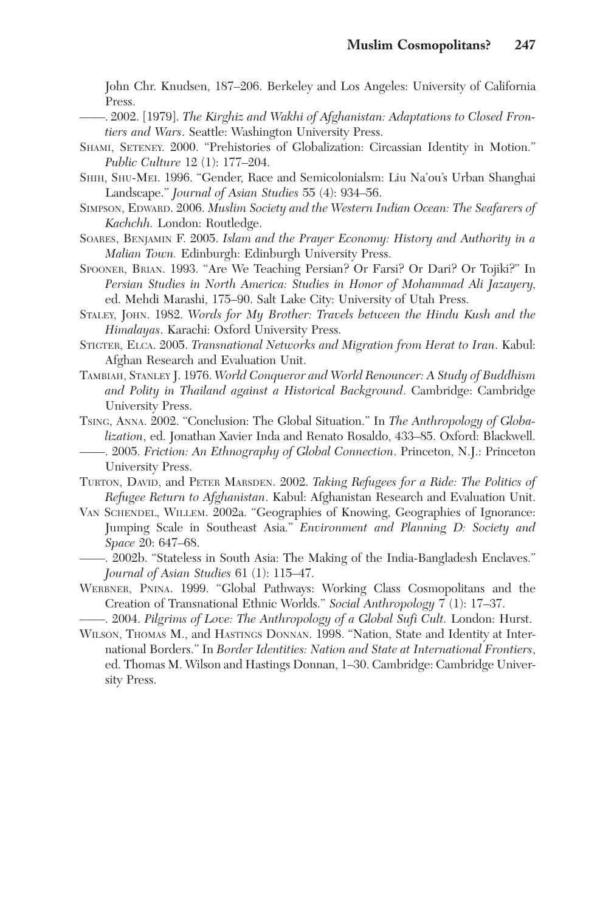John Chr. Knudsen, 187–206. Berkeley and Los Angeles: University of California Press.

——. 2002. [1979]. *The Kirghiz and Wakhi of Afghanistan: Adaptations to Closed Frontiers and Wars*. Seattle: Washington University Press.

Shami, Seteney. 2000. "Prehistories of Globalization: Circassian Identity in Motion." *Public Culture* 12 (1): 177–204.

Shih, Shu-Mei. 1996. "Gender, Race and Semicolonialsm: Liu Na'ou's Urban Shanghai Landscape." *Journal of Asian Studies* 55 (4): 934–56.

Simpson, Edward. 2006. *Muslim Society and the Western Indian Ocean: The Seafarers of Kachchh.* London: Routledge.

Soares, Benjamin F. 2005. *Islam and the Prayer Economy: History and Authority in a Malian Town.* Edinburgh: Edinburgh University Press.

Spooner, Brian. 1993. "Are We Teaching Persian? Or Farsi? Or Dari? Or Tojiki?" In *Persian Studies in North America: Studies in Honor of Mohammad Ali Jazayery*, ed. Mehdi Marashi, 175–90. Salt Lake City: University of Utah Press.

Staley, John. 1982. *Words for My Brother: Travels between the Hindu Kush and the Himalayas*. Karachi: Oxford University Press.

Stigter, Elca. 2005. *Transnational Networks and Migration from Herat to Iran*. Kabul: Afghan Research and Evaluation Unit.

Tambiah, Stanley J. 1976. *World Conqueror and World Renouncer: A Study of Buddhism and Polity in Thailand against a Historical Background*. Cambridge: Cambridge University Press.

Tsing, Anna. 2002. "Conclusion: The Global Situation." In *The Anthropology of Globalization*, ed. Jonathan Xavier Inda and Renato Rosaldo, 433–85. Oxford: Blackwell.

——. 2005. *Friction: An Ethnography of Global Connection*. Princeton, N.J.: Princeton University Press.

Turton, David, and Peter Marsden. 2002. *Taking Refugees for a Ride: The Politics of Refugee Return to Afghanistan*. Kabul: Afghanistan Research and Evaluation Unit.

Van Schendel, Willem. 2002a. "Geographies of Knowing, Geographies of Ignorance: Jumping Scale in Southeast Asia." *Environment and Planning D: Society and Space* 20: 647–68.

——. 2002b. "Stateless in South Asia: The Making of the India-Bangladesh Enclaves." *Journal of Asian Studies* 61 (1): 115–47.

Werbner, Pnina. 1999. "Global Pathways: Working Class Cosmopolitans and the Creation of Transnational Ethnic Worlds." *Social Anthropology* 7 (1): 17–37.

——. 2004. *Pilgrims of Love: The Anthropology of a Global Sufi Cult.* London: Hurst.

Wilson, Thomas M., and Hastings Donnan. 1998. "Nation, State and Identity at International Borders." In *Border Identities: Nation and State at International Frontiers*, ed. Thomas M. Wilson and Hastings Donnan, 1–30. Cambridge: Cambridge University Press.